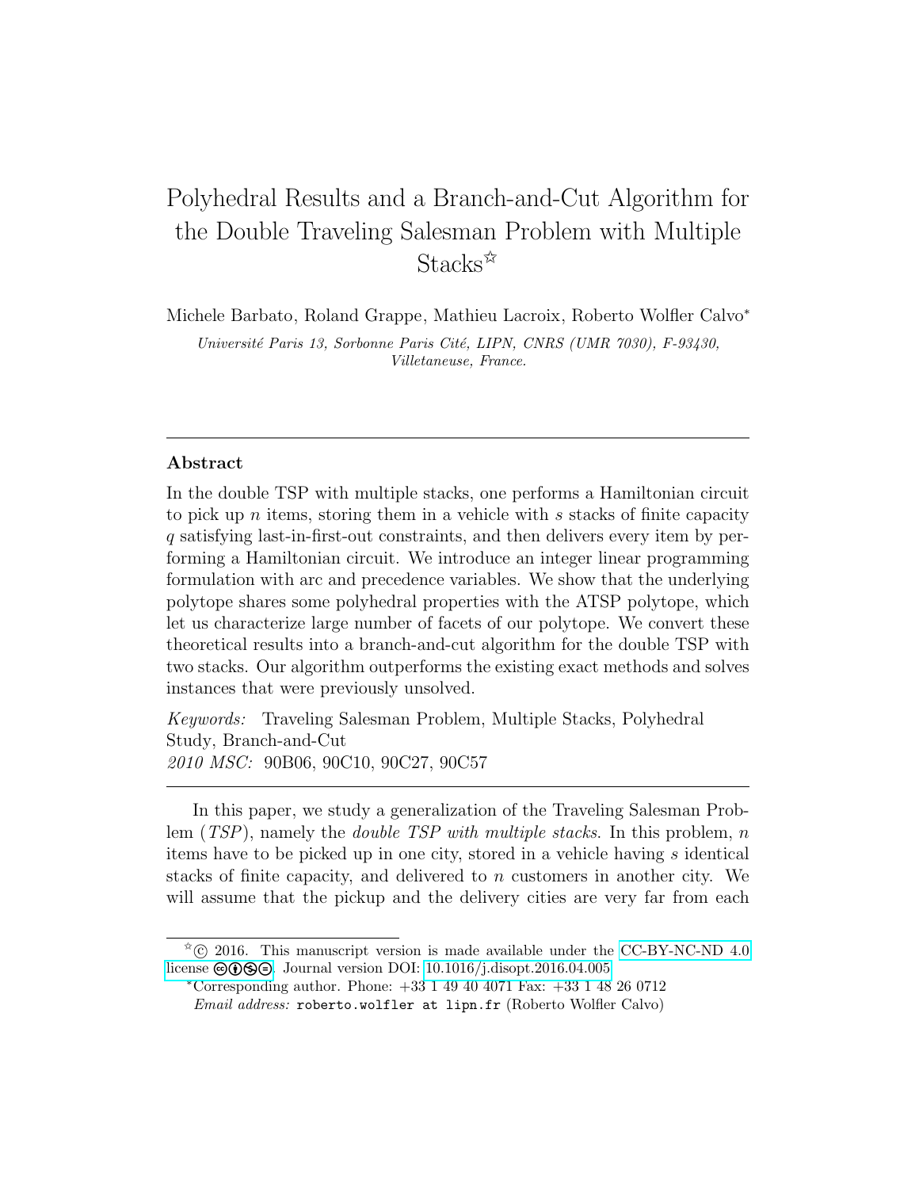# Polyhedral Results and a Branch-and-Cut Algorithm for the Double Traveling Salesman Problem with Multiple Stacks☆

Michele Barbato, Roland Grappe, Mathieu Lacroix, Roberto Wolfler Calvo*

*Université Paris 13, Sorbonne Paris Cité, LIPN, CNRS (UMR 7030), F-93430, Villetaneuse, France.*

---

## Abstract

In the double TSP with multiple stacks, one performs a Hamiltonian circuit to pick up $n$ items, storing them in a vehicle with $s$ stacks of finite capacity $q$ satisfying last-in-first-out constraints, and then delivers every item by performing a Hamiltonian circuit. We introduce an integer linear programming formulation with arc and precedence variables. We show that the underlying polytope shares some polyhedral properties with the ATSP polytope, which let us characterize large number of facets of our polytope. We convert these theoretical results into a branch-and-cut algorithm for the double TSP with two stacks. Our algorithm outperforms the existing exact methods and solves instances that were previously unsolved.

*Keywords:* Traveling Salesman Problem, Multiple Stacks, Polyhedral Study, Branch-and-Cut
*2010 MSC:* 90B06, 90C10, 90C27, 90C57

---

In this paper, we study a generalization of the Traveling Salesman Problem (*TSP*), namely the *double TSP with multiple stacks*. In this problem, $n$ items have to be picked up in one city, stored in a vehicle having $s$ identical stacks of finite capacity, and delivered to $n$ customers in another city. We will assume that the pickup and the delivery cities are very far from each

---

☆© 2016. This manuscript version is made available under the CC-BY-NC-ND 4.0 license. Journal version DOI: 10.1016/j.disopt.2016.04.005

*Corresponding author. Phone: +33 1 49 40 4071 Fax: +33 1 48 26 0712
*Email address:* roberto.wolfler at lipn.fr (Roberto Wolfler Calvo)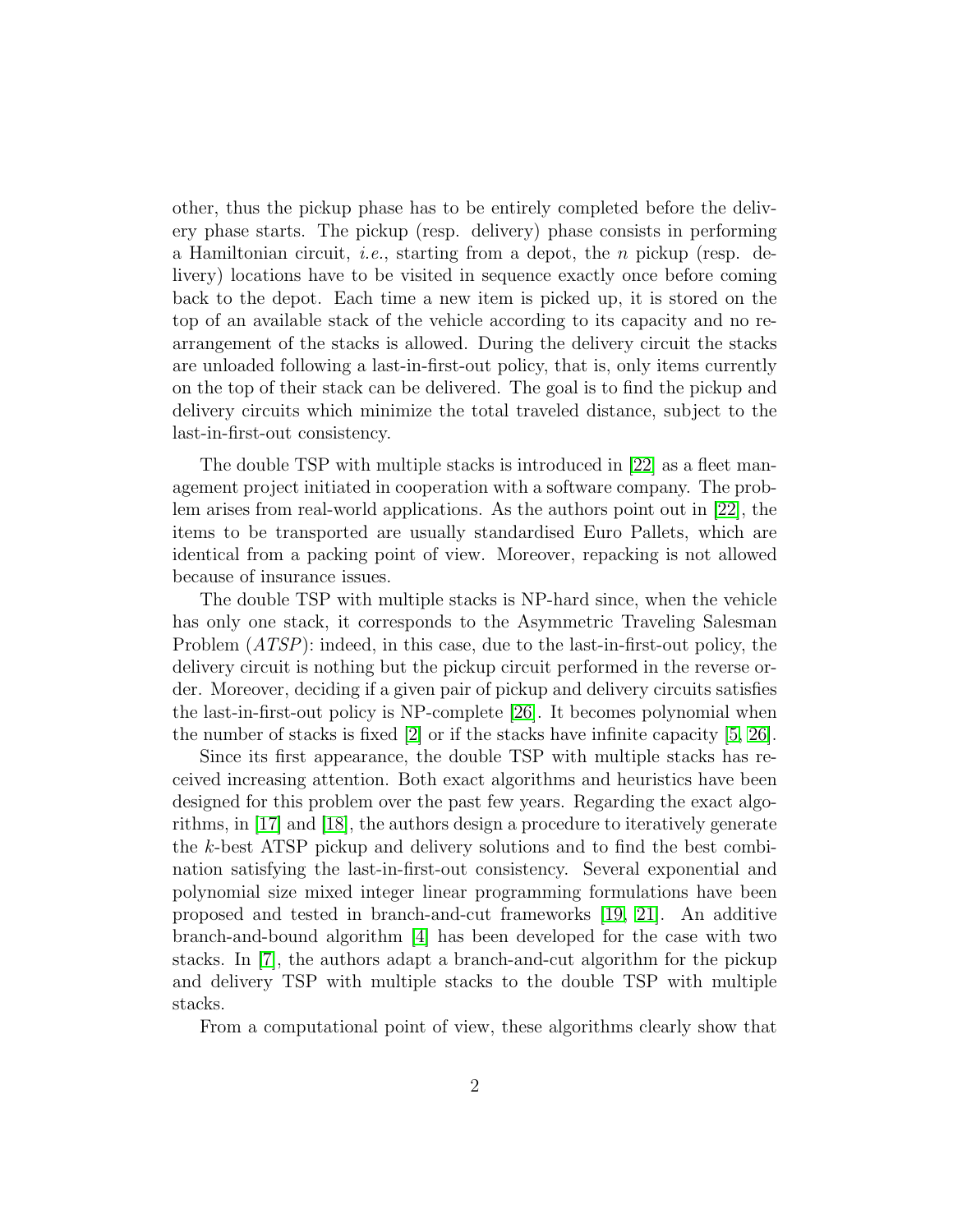other, thus the pickup phase has to be entirely completed before the delivery phase starts. The pickup (resp. delivery) phase consists in performing a Hamiltonian circuit, *i.e.*, starting from a depot, the $n$ pickup (resp. delivery) locations have to be visited in sequence exactly once before coming back to the depot. Each time a new item is picked up, it is stored on the top of an available stack of the vehicle according to its capacity and no rearrangement of the stacks is allowed. During the delivery circuit the stacks are unloaded following a last-in-first-out policy, that is, only items currently on the top of their stack can be delivered. The goal is to find the pickup and delivery circuits which minimize the total traveled distance, subject to the last-in-first-out consistency.

The double TSP with multiple stacks is introduced in [22] as a fleet management project initiated in cooperation with a software company. The problem arises from real-world applications. As the authors point out in [22], the items to be transported are usually standardised Euro Pallets, which are identical from a packing point of view. Moreover, repacking is not allowed because of insurance issues.

The double TSP with multiple stacks is NP-hard since, when the vehicle has only one stack, it corresponds to the Asymmetric Traveling Salesman Problem (*ATSP*): indeed, in this case, due to the last-in-first-out policy, the delivery circuit is nothing but the pickup circuit performed in the reverse order. Moreover, deciding if a given pair of pickup and delivery circuits satisfies the last-in-first-out policy is NP-complete [26]. It becomes polynomial when the number of stacks is fixed [2] or if the stacks have infinite capacity [5, 26].

Since its first appearance, the double TSP with multiple stacks has received increasing attention. Both exact algorithms and heuristics have been designed for this problem over the past few years. Regarding the exact algorithms, in [17] and [18], the authors design a procedure to iteratively generate the $k$-best ATSP pickup and delivery solutions and to find the best combination satisfying the last-in-first-out consistency. Several exponential and polynomial size mixed integer linear programming formulations have been proposed and tested in branch-and-cut frameworks [19, 21]. An additive branch-and-bound algorithm [4] has been developed for the case with two stacks. In [7], the authors adapt a branch-and-cut algorithm for the pickup and delivery TSP with multiple stacks to the double TSP with multiple stacks.

From a computational point of view, these algorithms clearly show that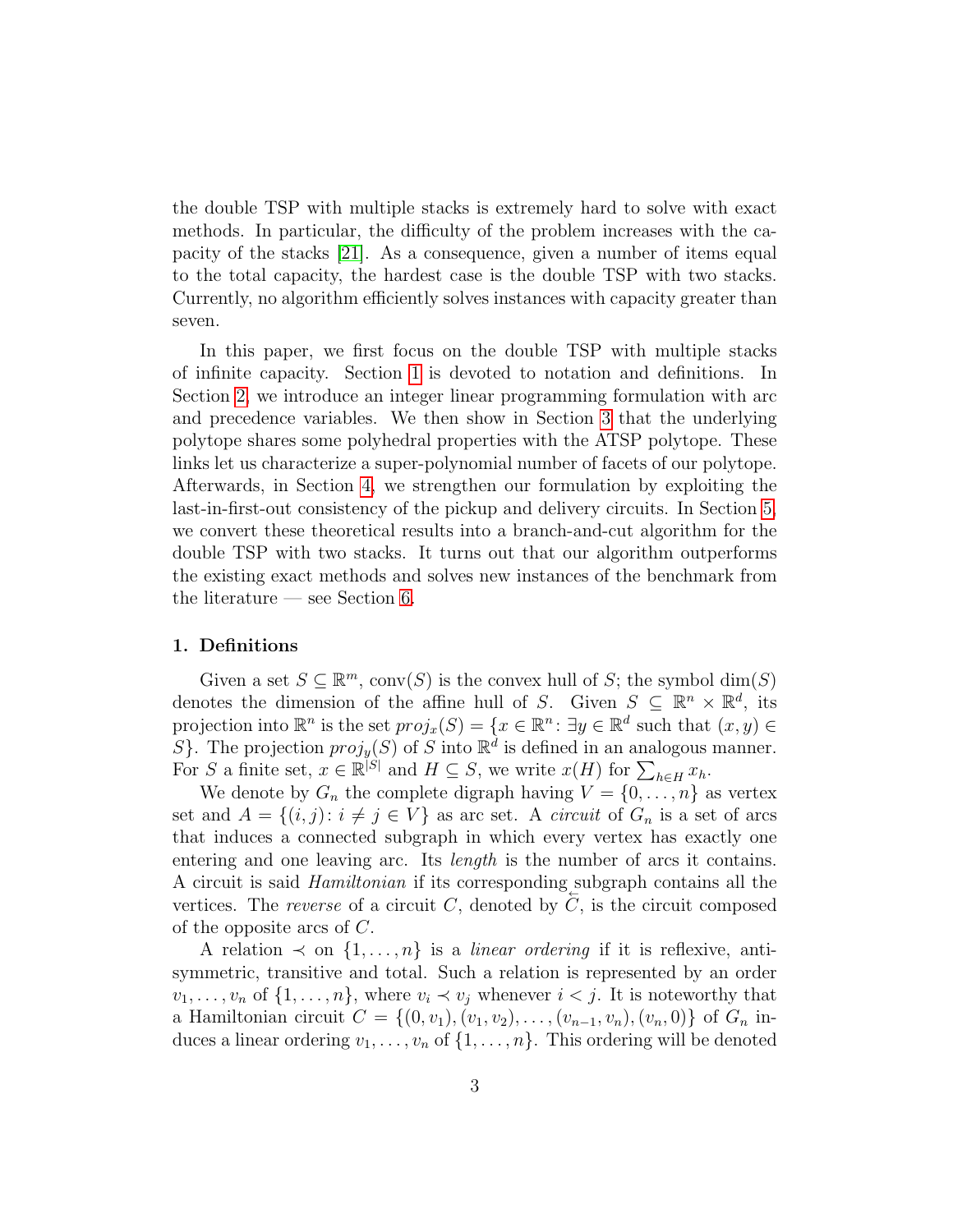the double TSP with multiple stacks is extremely hard to solve with exact methods. In particular, the difficulty of the problem increases with the capacity of the stacks [21]. As a consequence, given a number of items equal to the total capacity, the hardest case is the double TSP with two stacks. Currently, no algorithm efficiently solves instances with capacity greater than seven.

In this paper, we first focus on the double TSP with multiple stacks of infinite capacity. Section 1 is devoted to notation and definitions. In Section 2, we introduce an integer linear programming formulation with arc and precedence variables. We then show in Section 3 that the underlying polytope shares some polyhedral properties with the ATSP polytope. These links let us characterize a super-polynomial number of facets of our polytope. Afterwards, in Section 4, we strengthen our formulation by exploiting the last-in-first-out consistency of the pickup and delivery circuits. In Section 5, we convert these theoretical results into a branch-and-cut algorithm for the double TSP with two stacks. It turns out that our algorithm outperforms the existing exact methods and solves new instances of the benchmark from the literature — see Section 6.

## 1. Definitions

Given a set $S \subseteq \mathbb{R}^m$, $\text{conv}(S)$ is the convex hull of $S$; the symbol $\dim(S)$ denotes the dimension of the affine hull of $S$. Given $S \subseteq \mathbb{R}^n \times \mathbb{R}^d$, its projection into $\mathbb{R}^n$ is the set $proj_x(S) = \{x \in \mathbb{R}^n \colon \exists y \in \mathbb{R}^d \text{ such that } (x, y) \in S\}$. The projection $proj_y(S)$ of $S$ into $\mathbb{R}^d$ is defined in an analogous manner. For $S$ a finite set, $x \in \mathbb{R}^{|S|}$ and $H \subseteq S$, we write $x(H)$ for $\sum_{h \in H} x_h$.

We denote by $G_n$ the complete digraph having $V = \{0, \ldots, n\}$ as vertex set and $A = \{(i, j) \colon i \neq j \in V\}$ as arc set. A *circuit* of $G_n$ is a set of arcs that induces a connected subgraph in which every vertex has exactly one entering and one leaving arc. Its *length* is the number of arcs it contains. A circuit is said *Hamiltonian* if its corresponding subgraph contains all the vertices. The *reverse* of a circuit $C$, denoted by $\overleftarrow{C}$, is the circuit composed of the opposite arcs of $C$.

A relation $\prec$ on $\{1, \ldots, n\}$ is a *linear ordering* if it is reflexive, antisymmetric, transitive and total. Such a relation is represented by an order $v_1, \ldots, v_n$ of $\{1, \ldots, n\}$, where $v_i \prec v_j$ whenever $i < j$. It is noteworthy that a Hamiltonian circuit $C = \{(0, v_1), (v_1, v_2), \ldots, (v_{n-1}, v_n), (v_n, 0)\}$ of $G_n$ induces a linear ordering $v_1, \ldots, v_n$ of $\{1, \ldots, n\}$. This ordering will be denoted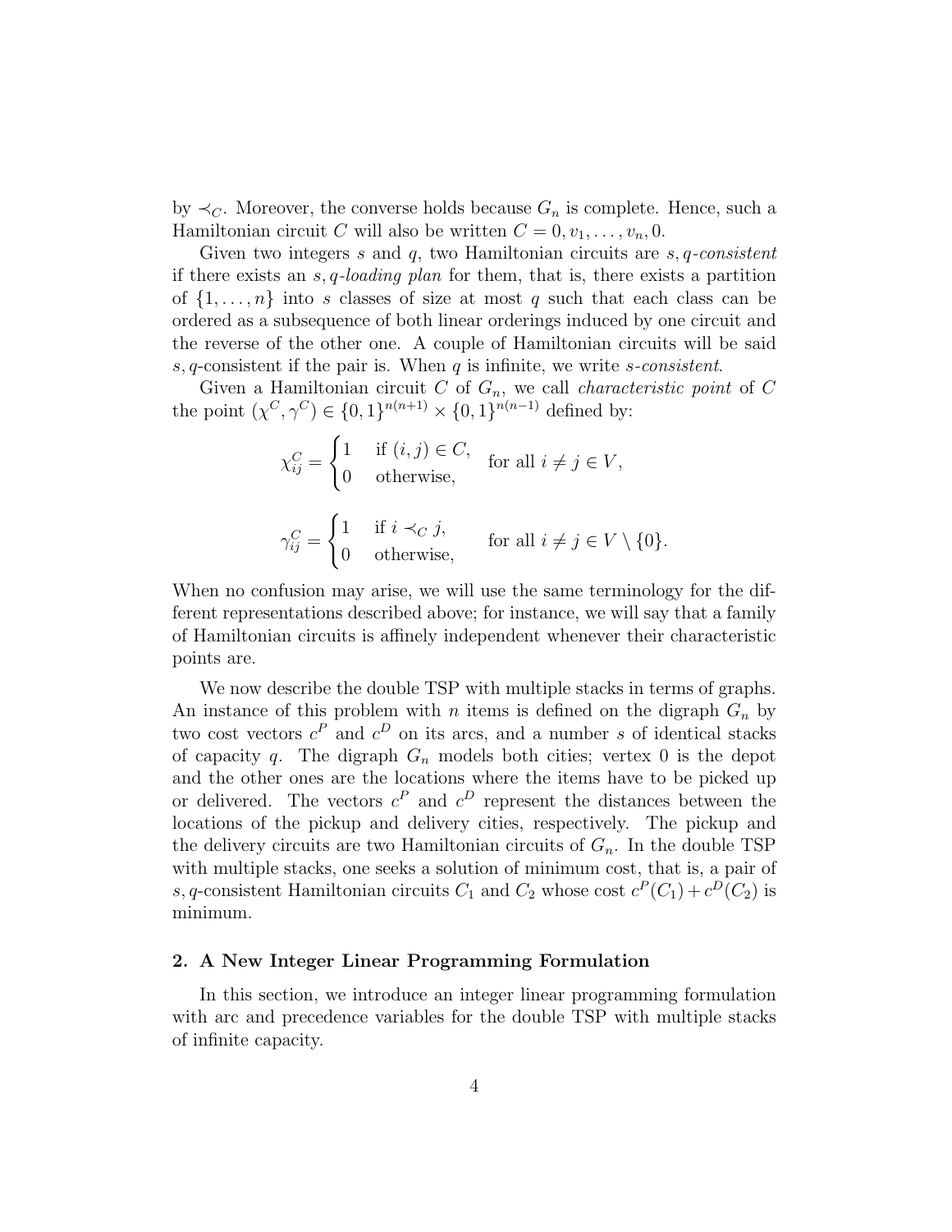by $\prec_C$. Moreover, the converse holds because $G_n$ is complete. Hence, such a Hamiltonian circuit $C$ will also be written $C = 0, v_1, \dots, v_n, 0$.

Given two integers $s$ and $q$, two Hamiltonian circuits are *$s, q$-consistent* if there exists an *$s, q$-loading plan* for them, that is, there exists a partition of $\{1, \dots, n\}$ into $s$ classes of size at most $q$ such that each class can be ordered as a subsequence of both linear orderings induced by one circuit and the reverse of the other one. A couple of Hamiltonian circuits will be said $s, q$-consistent if the pair is. When $q$ is infinite, we write *$s$-consistent*.

Given a Hamiltonian circuit $C$ of $G_n$, we call *characteristic point* of $C$ the point $(\chi^C, \gamma^C) \in \{0,1\}^{n(n+1)} \times \{0,1\}^{n(n-1)}$ defined by:

$$\chi^C_{ij} = \begin{cases} 1 & \text{if } (i,j) \in C, \\ 0 & \text{otherwise,} \end{cases} \quad \text{for all } i \neq j \in V,$$

$$\gamma^C_{ij} = \begin{cases} 1 & \text{if } i \prec_C j, \\ 0 & \text{otherwise,} \end{cases} \quad \text{for all } i \neq j \in V \setminus \{0\}.$$

When no confusion may arise, we will use the same terminology for the different representations described above; for instance, we will say that a family of Hamiltonian circuits is affinely independent whenever their characteristic points are.

We now describe the double TSP with multiple stacks in terms of graphs. An instance of this problem with $n$ items is defined on the digraph $G_n$ by two cost vectors $c^P$ and $c^D$ on its arcs, and a number $s$ of identical stacks of capacity $q$. The digraph $G_n$ models both cities; vertex 0 is the depot and the other ones are the locations where the items have to be picked up or delivered. The vectors $c^P$ and $c^D$ represent the distances between the locations of the pickup and delivery cities, respectively. The pickup and the delivery circuits are two Hamiltonian circuits of $G_n$. In the double TSP with multiple stacks, one seeks a solution of minimum cost, that is, a pair of $s, q$-consistent Hamiltonian circuits $C_1$ and $C_2$ whose cost $c^P(C_1) + c^D(C_2)$ is minimum.

## 2. A New Integer Linear Programming Formulation

In this section, we introduce an integer linear programming formulation with arc and precedence variables for the double TSP with multiple stacks of infinite capacity.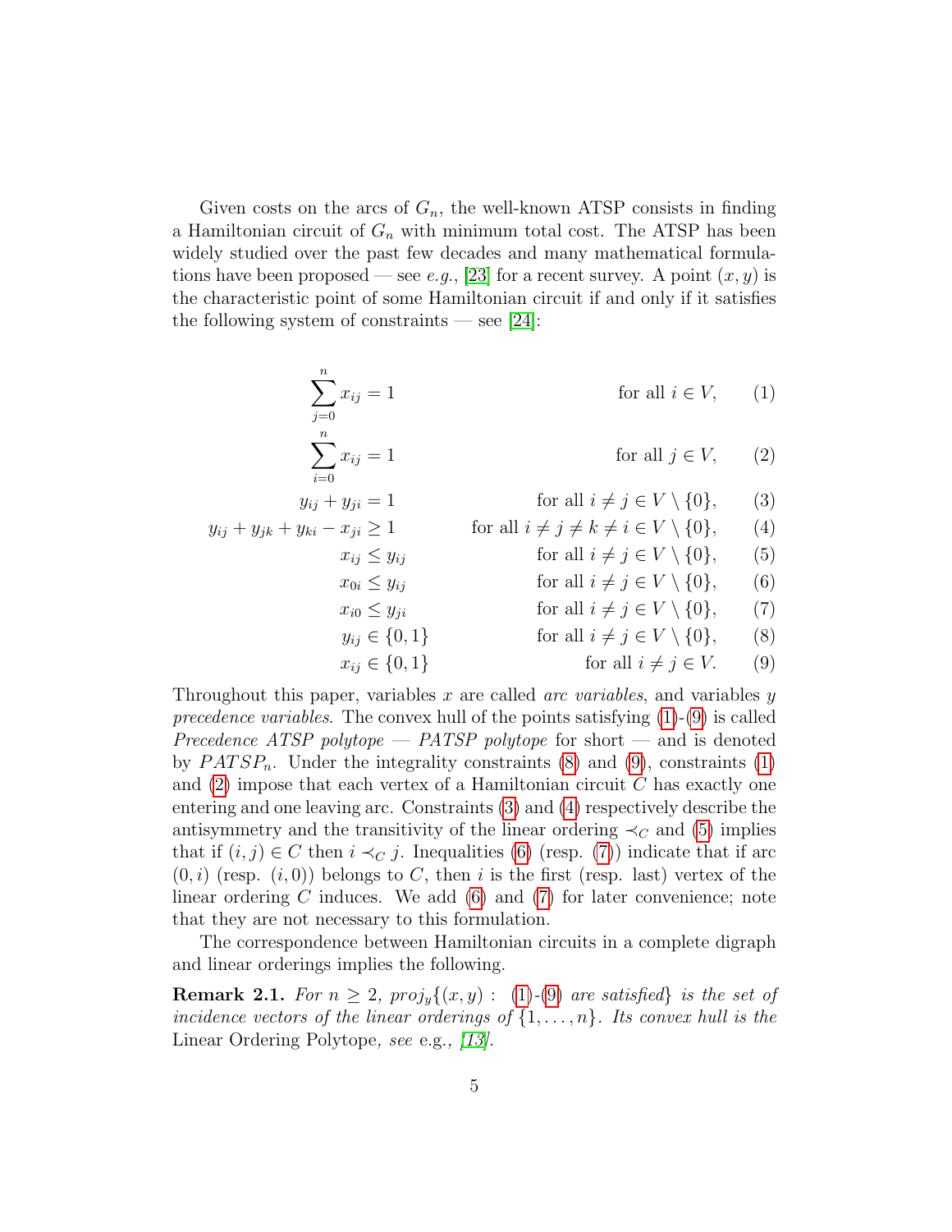Given costs on the arcs of $G_n$, the well-known ATSP consists in finding a Hamiltonian circuit of $G_n$ with minimum total cost. The ATSP has been widely studied over the past few decades and many mathematical formulations have been proposed — see *e.g.*, [23] for a recent survey. A point $(x, y)$ is the characteristic point of some Hamiltonian circuit if and only if it satisfies the following system of constraints — see [24]:

$$\sum_{j=0}^{n} x_{ij} = 1 \qquad \text{for all } i \in V, \tag{1}$$

$$\sum_{i=0}^{n} x_{ij} = 1 \qquad \text{for all } j \in V, \tag{2}$$

$$y_{ij} + y_{ji} = 1 \qquad \text{for all } i \neq j \in V \setminus \{0\}, \tag{3}$$

$$y_{ij} + y_{jk} + y_{ki} - x_{ji} \geq 1 \qquad \text{for all } i \neq j \neq k \neq i \in V \setminus \{0\}, \tag{4}$$

$$x_{ij} \leq y_{ij} \qquad \text{for all } i \neq j \in V \setminus \{0\}, \tag{5}$$

$$x_{0i} \leq y_{ij} \qquad \text{for all } i \neq j \in V \setminus \{0\}, \tag{6}$$

$$x_{i0} \leq y_{ji} \qquad \text{for all } i \neq j \in V \setminus \{0\}, \tag{7}$$

$$y_{ij} \in \{0, 1\} \qquad \text{for all } i \neq j \in V \setminus \{0\}, \tag{8}$$

$$x_{ij} \in \{0, 1\} \qquad \text{for all } i \neq j \in V. \tag{9}$$

Throughout this paper, variables $x$ are called *arc variables*, and variables $y$ *precedence variables*. The convex hull of the points satisfying (1)-(9) is called *Precedence ATSP polytope* — *PATSP polytope* for short — and is denoted by $PATSP_n$. Under the integrality constraints (8) and (9), constraints (1) and (2) impose that each vertex of a Hamiltonian circuit $C$ has exactly one entering and one leaving arc. Constraints (3) and (4) respectively describe the antisymmetry and the transitivity of the linear ordering $\prec_C$ and (5) implies that if $(i, j) \in C$ then $i \prec_C j$. Inequalities (6) (resp. (7)) indicate that if arc $(0, i)$ (resp. $(i, 0)$) belongs to $C$, then $i$ is the first (resp. last) vertex of the linear ordering $C$ induces. We add (6) and (7) for later convenience; note that they are not necessary to this formulation.

The correspondence between Hamiltonian circuits in a complete digraph and linear orderings implies the following.

**Remark 2.1.** *For $n \geq 2$, $proj_y\{(x, y) :$ (1)-(9) are satisfied$\}$ is the set of incidence vectors of the linear orderings of $\{1, \ldots, n\}$. Its convex hull is the* Linear Ordering Polytope, *see* e.g., *[13].*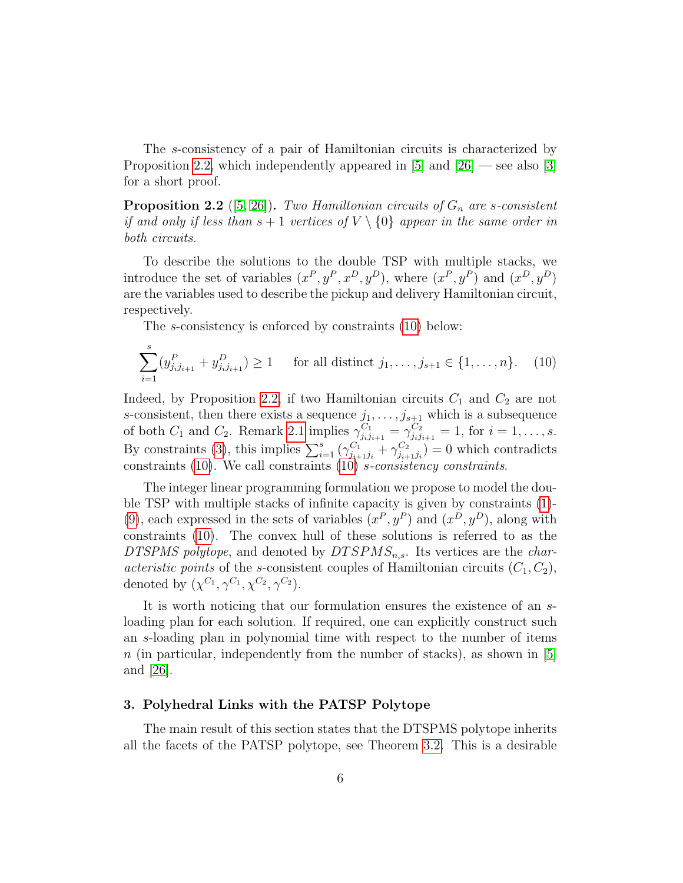The $s$-consistency of a pair of Hamiltonian circuits is characterized by Proposition 2.2, which independently appeared in [5] and [26] — see also [3] for a short proof.

**Proposition 2.2** ([5, 26])**.** *Two Hamiltonian circuits of $G_n$ are $s$-consistent if and only if less than $s+1$ vertices of $V \setminus \{0\}$ appear in the same order in both circuits.*

To describe the solutions to the double TSP with multiple stacks, we introduce the set of variables $(x^P, y^P, x^D, y^D)$, where $(x^P, y^P)$ and $(x^D, y^D)$ are the variables used to describe the pickup and delivery Hamiltonian circuit, respectively.

The $s$-consistency is enforced by constraints (10) below:

$$\sum_{i=1}^{s}(y^P_{j_i j_{i+1}} + y^D_{j_i j_{i+1}}) \geq 1 \qquad \text{for all distinct } j_1, \ldots, j_{s+1} \in \{1, \ldots, n\}. \quad (10)$$

Indeed, by Proposition 2.2, if two Hamiltonian circuits $C_1$ and $C_2$ are not $s$-consistent, then there exists a sequence $j_1, \ldots, j_{s+1}$ which is a subsequence of both $C_1$ and $C_2$. Remark 2.1 implies $\gamma^{C_1}_{j_i j_{i+1}} = \gamma^{C_2}_{j_i j_{i+1}} = 1$, for $i = 1, \ldots, s$. By constraints (3), this implies $\sum_{i=1}^{s}(\gamma^{C_1}_{j_{i+1} j_i} + \gamma^{C_2}_{j_{i+1} j_i}) = 0$ which contradicts constraints (10). We call constraints (10) *$s$-consistency constraints*.

The integer linear programming formulation we propose to model the double TSP with multiple stacks of infinite capacity is given by constraints (1)-(9), each expressed in the sets of variables $(x^P, y^P)$ and $(x^D, y^D)$, along with constraints (10). The convex hull of these solutions is referred to as the *DTSPMS polytope*, and denoted by $DTSPMS_{n,s}$. Its vertices are the *characteristic points* of the $s$-consistent couples of Hamiltonian circuits $(C_1, C_2)$, denoted by $(\chi^{C_1}, \gamma^{C_1}, \chi^{C_2}, \gamma^{C_2})$.

It is worth noticing that our formulation ensures the existence of an $s$-loading plan for each solution. If required, one can explicitly construct such an $s$-loading plan in polynomial time with respect to the number of items $n$ (in particular, independently from the number of stacks), as shown in [5] and [26].

## 3. Polyhedral Links with the PATSP Polytope

The main result of this section states that the DTSPMS polytope inherits all the facets of the PATSP polytope, see Theorem 3.2. This is a desirable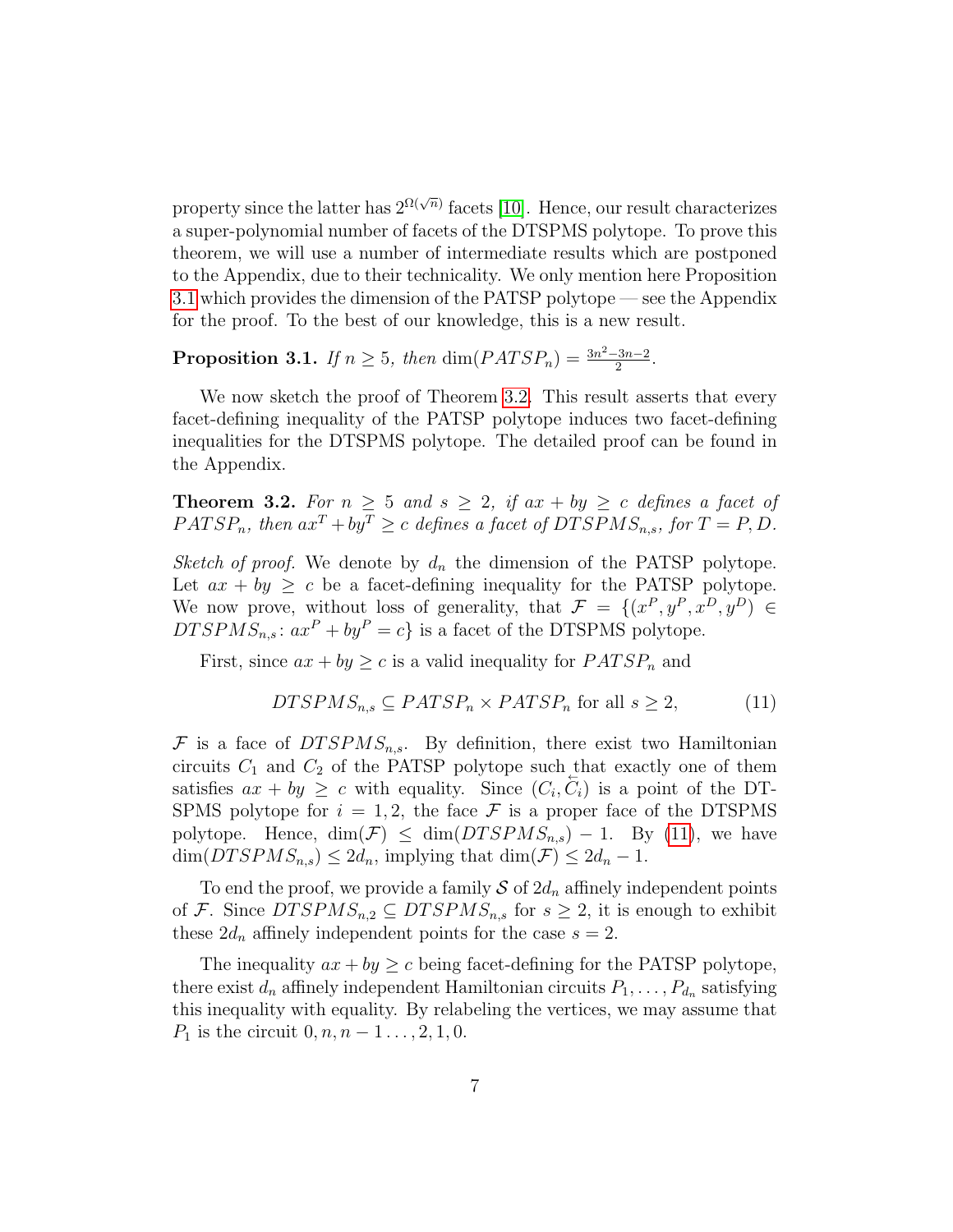property since the latter has $2^{\Omega(\sqrt{n})}$ facets [10]. Hence, our result characterizes a super-polynomial number of facets of the DTSPMS polytope. To prove this theorem, we will use a number of intermediate results which are postponed to the Appendix, due to their technicality. We only mention here Proposition 3.1 which provides the dimension of the PATSP polytope — see the Appendix for the proof. To the best of our knowledge, this is a new result.

**Proposition 3.1.** *If $n \geq 5$, then $\dim(PATSP_n) = \frac{3n^2-3n-2}{2}$.*

We now sketch the proof of Theorem 3.2. This result asserts that every facet-defining inequality of the PATSP polytope induces two facet-defining inequalities for the DTSPMS polytope. The detailed proof can be found in the Appendix.

**Theorem 3.2.** *For $n \geq 5$ and $s \geq 2$, if $ax + by \geq c$ defines a facet of $PATSP_n$, then $ax^T + by^T \geq c$ defines a facet of $DTSPMS_{n,s}$, for $T = P, D$.*

*Sketch of proof.* We denote by $d_n$ the dimension of the PATSP polytope. Let $ax + by \geq c$ be a facet-defining inequality for the PATSP polytope. We now prove, without loss of generality, that $\mathcal{F} = \{(x^P, y^P, x^D, y^D) \in DTSPMS_{n,s} \colon ax^P + by^P = c\}$ is a facet of the DTSPMS polytope.

First, since $ax + by \geq c$ is a valid inequality for $PATSP_n$ and

$$DTSPMS_{n,s} \subseteq PATSP_n \times PATSP_n \text{ for all } s \geq 2, \tag{11}$$

$\mathcal{F}$ is a face of $DTSPMS_{n,s}$. By definition, there exist two Hamiltonian circuits $C_1$ and $C_2$ of the PATSP polytope such that exactly one of them satisfies $ax + by \geq c$ with equality. Since $(C_i, \overleftarrow{C_i})$ is a point of the DTSPMS polytope for $i = 1, 2$, the face $\mathcal{F}$ is a proper face of the DTSPMS polytope. Hence, $\dim(\mathcal{F}) \leq \dim(DTSPMS_{n,s}) - 1$. By (11), we have $\dim(DTSPMS_{n,s}) \leq 2d_n$, implying that $\dim(\mathcal{F}) \leq 2d_n - 1$.

To end the proof, we provide a family $\mathcal{S}$ of $2d_n$ affinely independent points of $\mathcal{F}$. Since $DTSPMS_{n,2} \subseteq DTSPMS_{n,s}$ for $s \geq 2$, it is enough to exhibit these $2d_n$ affinely independent points for the case $s = 2$.

The inequality $ax + by \geq c$ being facet-defining for the PATSP polytope, there exist $d_n$ affinely independent Hamiltonian circuits $P_1, \ldots, P_{d_n}$ satisfying this inequality with equality. By relabeling the vertices, we may assume that $P_1$ is the circuit $0, n, n-1 \ldots, 2, 1, 0$.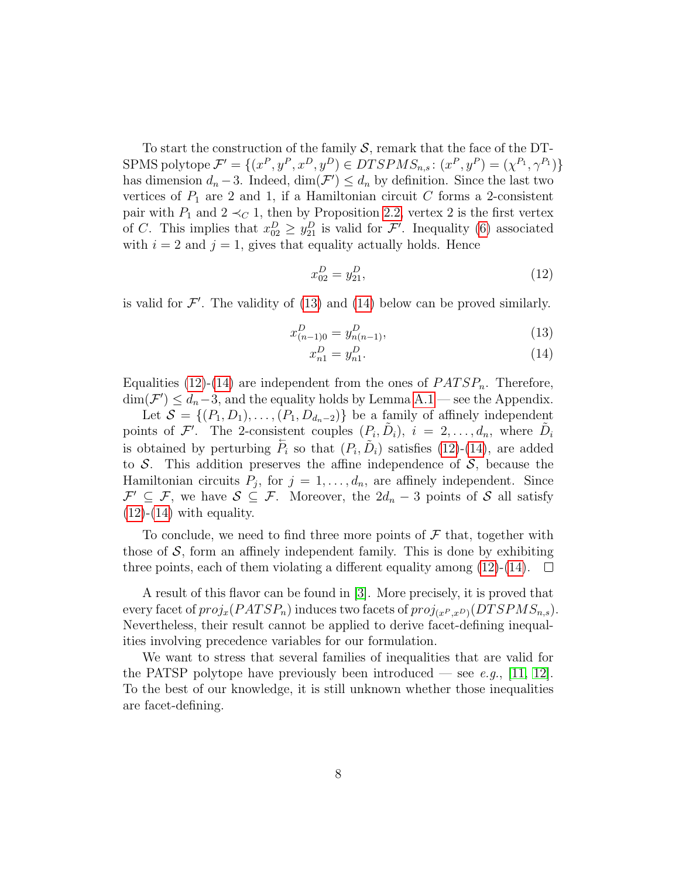To start the construction of the family $\mathcal{S}$, remark that the face of the DT-SPMS polytope $\mathcal{F}' = \{(x^P, y^P, x^D, y^D) \in DTSPMS_{n,s} \colon (x^P, y^P) = (\chi^{P_1}, \gamma^{P_1})\}$ has dimension $d_n - 3$. Indeed, $\dim(\mathcal{F}') \leq d_n$ by definition. Since the last two vertices of $P_1$ are 2 and 1, if a Hamiltonian circuit $C$ forms a 2-consistent pair with $P_1$ and $2 \prec_C 1$, then by Proposition 2.2, vertex 2 is the first vertex of $C$. This implies that $x^D_{02} \geq y^D_{21}$ is valid for $\mathcal{F}'$. Inequality (6) associated with $i = 2$ and $j = 1$, gives that equality actually holds. Hence

$$x^D_{02} = y^D_{21}, \tag{12}$$

is valid for $\mathcal{F}'$. The validity of (13) and (14) below can be proved similarly.

$$x^D_{(n-1)0} = y^D_{n(n-1)}, \tag{13}$$

$$x^D_{n1} = y^D_{n1}. \tag{14}$$

Equalities (12)-(14) are independent from the ones of $PATSP_n$. Therefore, $\dim(\mathcal{F}') \leq d_n - 3$, and the equality holds by Lemma A.1 — see the Appendix.

Let $\mathcal{S} = \{(P_1, D_1), \ldots, (P_1, D_{d_n-2})\}$ be a family of affinely independent points of $\mathcal{F}'$. The 2-consistent couples $(P_i, \tilde{D}_i)$, $i = 2, \ldots, d_n$, where $\tilde{D}_i$ is obtained by perturbing $\overleftarrow{P}_i$ so that $(P_i, \tilde{D}_i)$ satisfies (12)-(14), are added to $\mathcal{S}$. This addition preserves the affine independence of $\mathcal{S}$, because the Hamiltonian circuits $P_j$, for $j = 1, \ldots, d_n$, are affinely independent. Since $\mathcal{F}' \subseteq \mathcal{F}$, we have $\mathcal{S} \subseteq \mathcal{F}$. Moreover, the $2d_n - 3$ points of $\mathcal{S}$ all satisfy (12)-(14) with equality.

To conclude, we need to find three more points of $\mathcal{F}$ that, together with those of $\mathcal{S}$, form an affinely independent family. This is done by exhibiting three points, each of them violating a different equality among (12)-(14). □

A result of this flavor can be found in [3]. More precisely, it is proved that every facet of $proj_x(PATSP_n)$ induces two facets of $proj_{(x^P, x^D)}(DTSPMS_{n,s})$. Nevertheless, their result cannot be applied to derive facet-defining inequalities involving precedence variables for our formulation.

We want to stress that several families of inequalities that are valid for the PATSP polytope have previously been introduced — see *e.g.*, [11, 12]. To the best of our knowledge, it is still unknown whether those inequalities are facet-defining.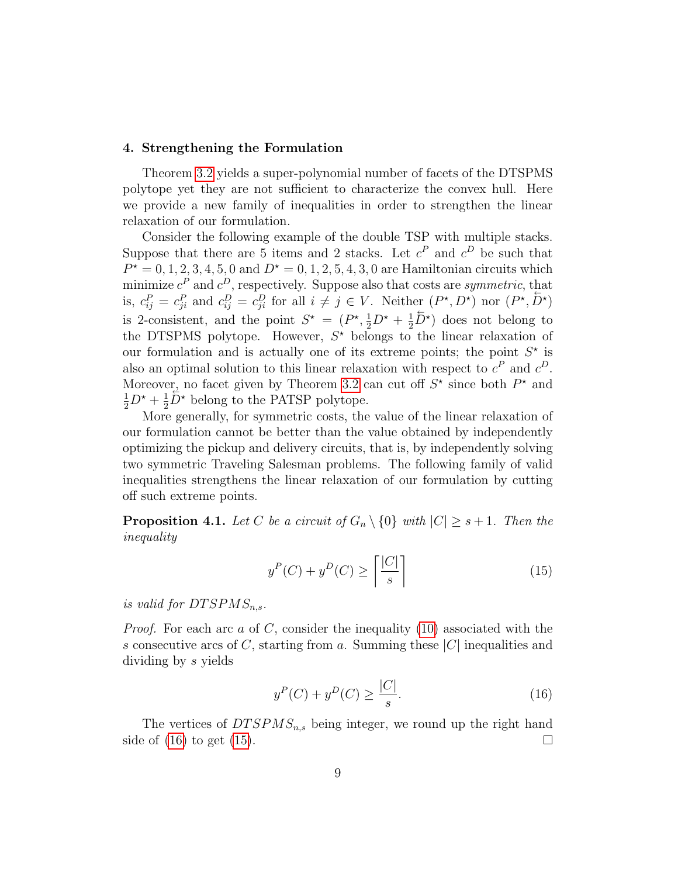## 4. Strengthening the Formulation

Theorem 3.2 yields a super-polynomial number of facets of the DTSPMS polytope yet they are not sufficient to characterize the convex hull. Here we provide a new family of inequalities in order to strengthen the linear relaxation of our formulation.

Consider the following example of the double TSP with multiple stacks. Suppose that there are 5 items and 2 stacks. Let $c^P$ and $c^D$ be such that $P^\star = 0, 1, 2, 3, 4, 5, 0$ and $D^\star = 0, 1, 2, 5, 4, 3, 0$ are Hamiltonian circuits which minimize $c^P$ and $c^D$, respectively. Suppose also that costs are *symmetric*, that is, $c^P_{ij} = c^P_{ji}$ and $c^D_{ij} = c^D_{ji}$ for all $i \neq j \in V$. Neither $(P^\star, D^\star)$ nor $(P^\star, \overleftarrow{D}^\star)$ is 2-consistent, and the point $S^\star = (P^\star, \frac{1}{2}D^\star + \frac{1}{2}\overleftarrow{D}^\star)$ does not belong to the DTSPMS polytope. However, $S^\star$ belongs to the linear relaxation of our formulation and is actually one of its extreme points; the point $S^\star$ is also an optimal solution to this linear relaxation with respect to $c^P$ and $c^D$. Moreover, no facet given by Theorem 3.2 can cut off $S^\star$ since both $P^\star$ and $\frac{1}{2}D^\star + \frac{1}{2}\overleftarrow{D}^\star$ belong to the PATSP polytope.

More generally, for symmetric costs, the value of the linear relaxation of our formulation cannot be better than the value obtained by independently optimizing the pickup and delivery circuits, that is, by independently solving two symmetric Traveling Salesman problems. The following family of valid inequalities strengthens the linear relaxation of our formulation by cutting off such extreme points.

**Proposition 4.1.** *Let $C$ be a circuit of $G_n \setminus \{0\}$ with $|C| \geq s+1$. Then the inequality*

$$y^P(C) + y^D(C) \geq \left\lceil \frac{|C|}{s} \right\rceil \tag{15}$$

*is valid for $DTSPMS_{n,s}$.*

*Proof.* For each arc $a$ of $C$, consider the inequality (10) associated with the $s$ consecutive arcs of $C$, starting from $a$. Summing these $|C|$ inequalities and dividing by $s$ yields

$$y^P(C) + y^D(C) \geq \frac{|C|}{s}. \tag{16}$$

The vertices of $DTSPMS_{n,s}$ being integer, we round up the right hand side of (16) to get (15). $\square$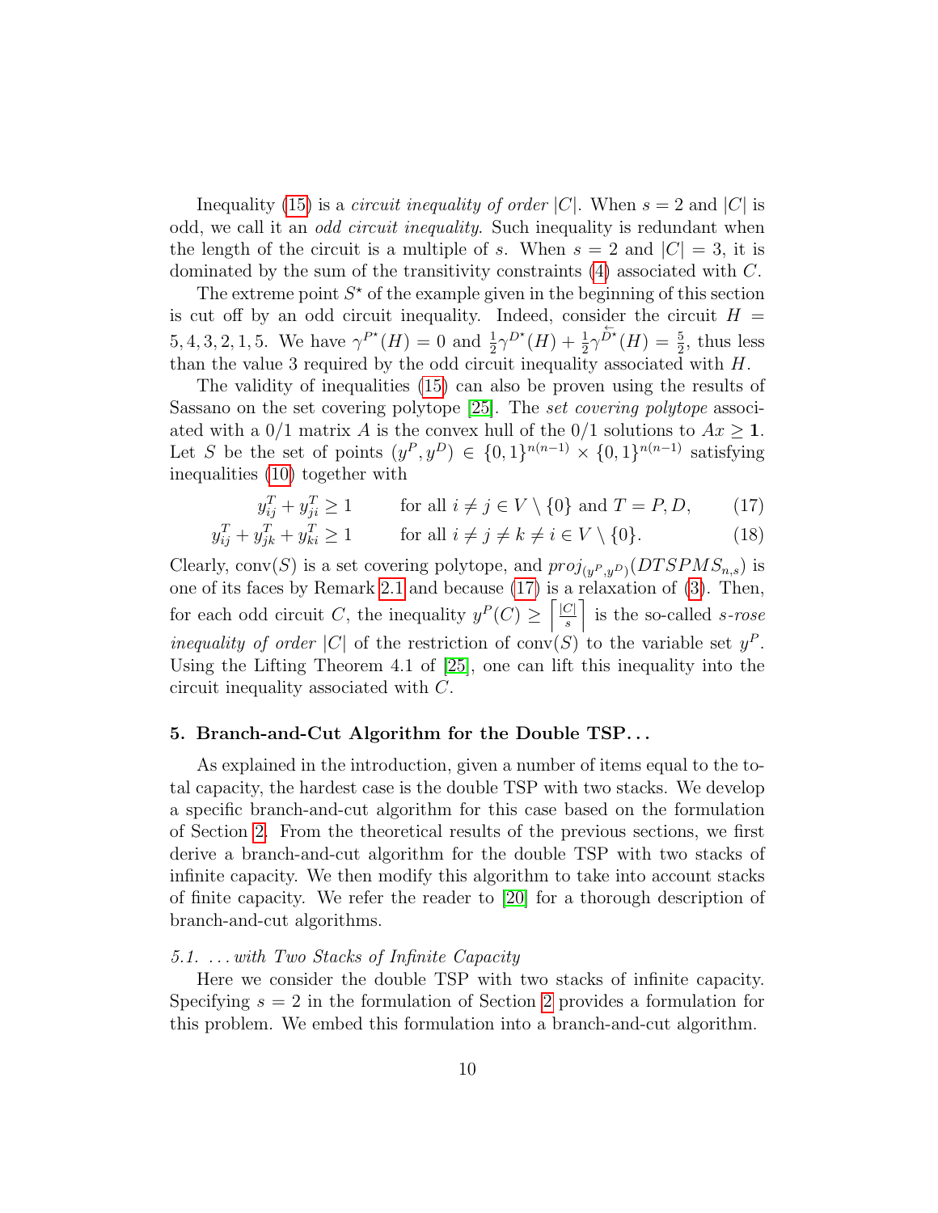Inequality (15) is a *circuit inequality of order* $|C|$. When $s = 2$ and $|C|$ is odd, we call it an *odd circuit inequality*. Such inequality is redundant when the length of the circuit is a multiple of $s$. When $s = 2$ and $|C| = 3$, it is dominated by the sum of the transitivity constraints (4) associated with $C$.

The extreme point $S^\star$ of the example given in the beginning of this section is cut off by an odd circuit inequality. Indeed, consider the circuit $H = 5, 4, 3, 2, 1, 5$. We have $\gamma^{P^\star}(H) = 0$ and $\frac{1}{2}\gamma^{D^\star}(H) + \frac{1}{2}\gamma^{\overleftarrow{D^\star}}(H) = \frac{5}{2}$, thus less than the value 3 required by the odd circuit inequality associated with $H$.

The validity of inequalities (15) can also be proven using the results of Sassano on the set covering polytope [25]. The *set covering polytope* associated with a 0/1 matrix $A$ is the convex hull of the 0/1 solutions to $Ax \geq \mathbf{1}$. Let $S$ be the set of points $(y^P, y^D) \in \{0,1\}^{n(n-1)} \times \{0,1\}^{n(n-1)}$ satisfying inequalities (10) together with

$$y^T_{ij} + y^T_{ji} \geq 1 \qquad \text{for all } i \neq j \in V \setminus \{0\} \text{ and } T = P, D, \tag{17}$$

$$y^T_{ij} + y^T_{jk} + y^T_{ki} \geq 1 \qquad \text{for all } i \neq j \neq k \neq i \in V \setminus \{0\}. \tag{18}$$

Clearly, $\text{conv}(S)$ is a set covering polytope, and $proj_{(y^P,y^D)}(DTSPMS_{n,s})$ is one of its faces by Remark 2.1 and because (17) is a relaxation of (3). Then, for each odd circuit $C$, the inequality $y^P(C) \geq \left\lceil \frac{|C|}{s} \right\rceil$ is the so-called *s-rose inequality of order* $|C|$ of the restriction of $\text{conv}(S)$ to the variable set $y^P$. Using the Lifting Theorem 4.1 of [25], one can lift this inequality into the circuit inequality associated with $C$.

## 5. Branch-and-Cut Algorithm for the Double TSP...

As explained in the introduction, given a number of items equal to the total capacity, the hardest case is the double TSP with two stacks. We develop a specific branch-and-cut algorithm for this case based on the formulation of Section 2. From the theoretical results of the previous sections, we first derive a branch-and-cut algorithm for the double TSP with two stacks of infinite capacity. We then modify this algorithm to take into account stacks of finite capacity. We refer the reader to [20] for a thorough description of branch-and-cut algorithms.

### *5.1. ... with Two Stacks of Infinite Capacity*

Here we consider the double TSP with two stacks of infinite capacity. Specifying $s = 2$ in the formulation of Section 2 provides a formulation for this problem. We embed this formulation into a branch-and-cut algorithm.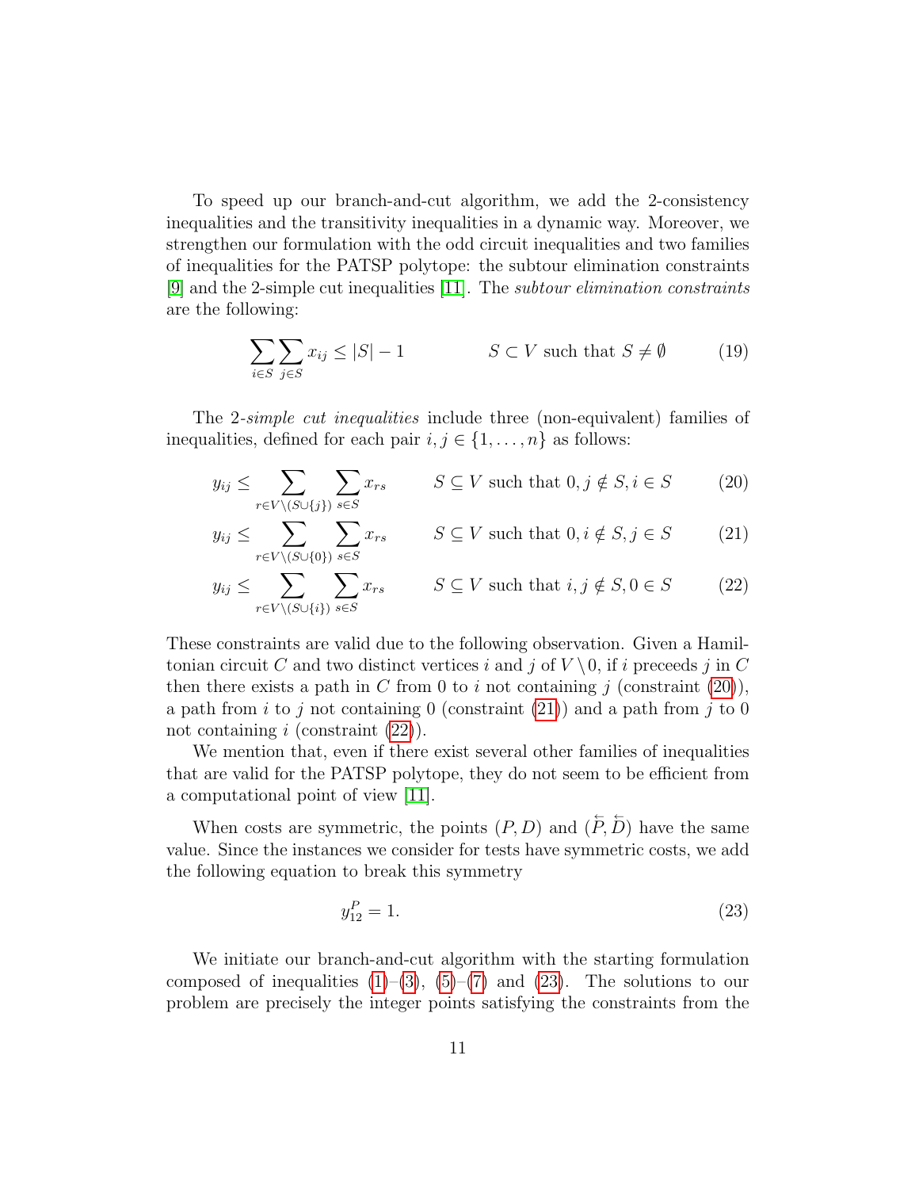To speed up our branch-and-cut algorithm, we add the 2-consistency inequalities and the transitivity inequalities in a dynamic way. Moreover, we strengthen our formulation with the odd circuit inequalities and two families of inequalities for the PATSP polytope: the subtour elimination constraints [9] and the 2-simple cut inequalities [11]. The *subtour elimination constraints* are the following:

$$\sum_{i \in S} \sum_{j \in S} x_{ij} \leq |S| - 1 \qquad S \subset V \text{ such that } S \neq \emptyset \tag{19}$$

The 2-*simple cut inequalities* include three (non-equivalent) families of inequalities, defined for each pair $i, j \in \{1, \ldots, n\}$ as follows:

$$y_{ij} \leq \sum_{r \in V \setminus (S \cup \{j\})} \sum_{s \in S} x_{rs} \qquad S \subseteq V \text{ such that } 0, j \notin S, i \in S \tag{20}$$

$$y_{ij} \leq \sum_{r \in V \setminus (S \cup \{0\})} \sum_{s \in S} x_{rs} \qquad S \subseteq V \text{ such that } 0, i \notin S, j \in S \tag{21}$$

$$y_{ij} \leq \sum_{r \in V \setminus (S \cup \{i\})} \sum_{s \in S} x_{rs} \qquad S \subseteq V \text{ such that } i, j \notin S, 0 \in S \tag{22}$$

These constraints are valid due to the following observation. Given a Hamiltonian circuit $C$ and two distinct vertices $i$ and $j$ of $V \setminus 0$, if $i$ preceeds $j$ in $C$ then there exists a path in $C$ from 0 to $i$ not containing $j$ (constraint (20)), a path from $i$ to $j$ not containing 0 (constraint (21)) and a path from $j$ to 0 not containing $i$ (constraint (22)).

We mention that, even if there exist several other families of inequalities that are valid for the PATSP polytope, they do not seem to be efficient from a computational point of view [11].

When costs are symmetric, the points $(P, D)$ and $(\overleftarrow{P}, \overleftarrow{D})$ have the same value. Since the instances we consider for tests have symmetric costs, we add the following equation to break this symmetry

$$y^P_{12} = 1. \tag{23}$$

We initiate our branch-and-cut algorithm with the starting formulation composed of inequalities (1)–(3), (5)–(7) and (23). The solutions to our problem are precisely the integer points satisfying the constraints from the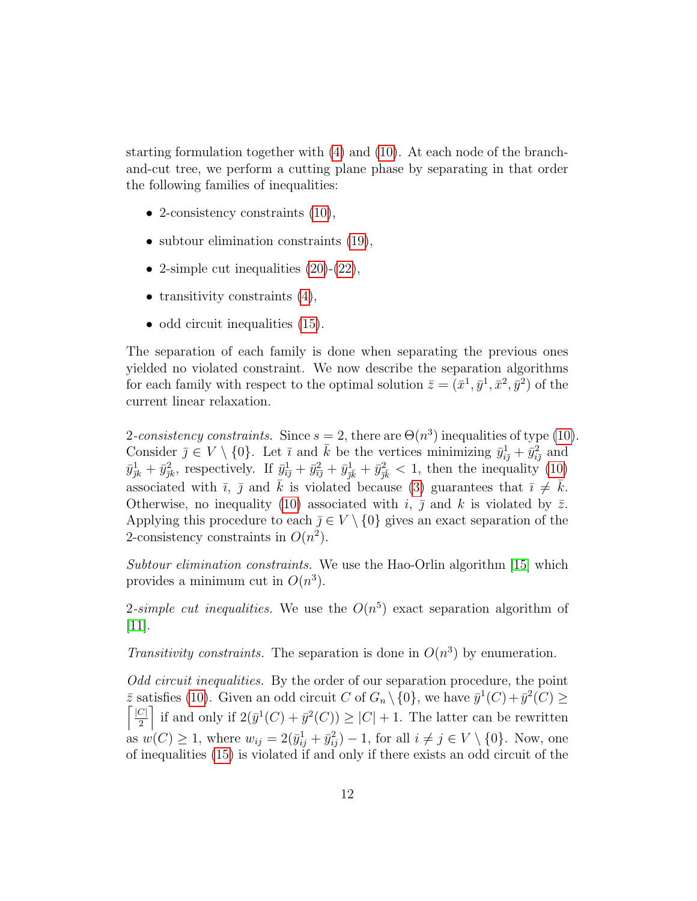starting formulation together with (4) and (10). At each node of the branch-and-cut tree, we perform a cutting plane phase by separating in that order the following families of inequalities:

- 2-consistency constraints (10),
- subtour elimination constraints (19),
- 2-simple cut inequalities (20)-(22),
- transitivity constraints (4),
- odd circuit inequalities (15).

The separation of each family is done when separating the previous ones yielded no violated constraint. We now describe the separation algorithms for each family with respect to the optimal solution $\bar{z} = (\bar{x}^1, \bar{y}^1, \bar{x}^2, \bar{y}^2)$ of the current linear relaxation.

*2-consistency constraints.* Since $s = 2$, there are $\Theta(n^3)$ inequalities of type (10). Consider $\bar{\jmath} \in V \setminus \{0\}$. Let $\bar{\imath}$ and $\bar{k}$ be the vertices minimizing $\bar{y}^1_{i\bar{\jmath}} + \bar{y}^2_{i\bar{\jmath}}$ and $\bar{y}^1_{\bar{\jmath}k} + \bar{y}^2_{\bar{\jmath}k}$, respectively. If $\bar{y}^1_{\bar{\imath}\bar{\jmath}} + \bar{y}^2_{\bar{\imath}\bar{\jmath}} + \bar{y}^1_{\bar{\jmath}\bar{k}} + \bar{y}^2_{\bar{\jmath}\bar{k}} < 1$, then the inequality (10) associated with $\bar{\imath}$, $\bar{\jmath}$ and $\bar{k}$ is violated because (3) guarantees that $\bar{\imath} \neq \bar{k}$. Otherwise, no inequality (10) associated with $i$, $\bar{\jmath}$ and $k$ is violated by $\bar{z}$. Applying this procedure to each $\bar{\jmath} \in V \setminus \{0\}$ gives an exact separation of the 2-consistency constraints in $O(n^2)$.

*Subtour elimination constraints.* We use the Hao-Orlin algorithm [15] which provides a minimum cut in $O(n^3)$.

*2-simple cut inequalities.* We use the $O(n^5)$ exact separation algorithm of [11].

*Transitivity constraints.* The separation is done in $O(n^3)$ by enumeration.

*Odd circuit inequalities.* By the order of our separation procedure, the point $\bar{z}$ satisfies (10). Given an odd circuit $C$ of $G_n \setminus \{0\}$, we have $\bar{y}^1(C) + \bar{y}^2(C) \geq \left\lceil \frac{|C|}{2} \right\rceil$ if and only if $2(\bar{y}^1(C) + \bar{y}^2(C)) \geq |C| + 1$. The latter can be rewritten as $w(C) \geq 1$, where $w_{ij} = 2(\bar{y}^1_{ij} + \bar{y}^2_{ij}) - 1$, for all $i \neq j \in V \setminus \{0\}$. Now, one of inequalities (15) is violated if and only if there exists an odd circuit of the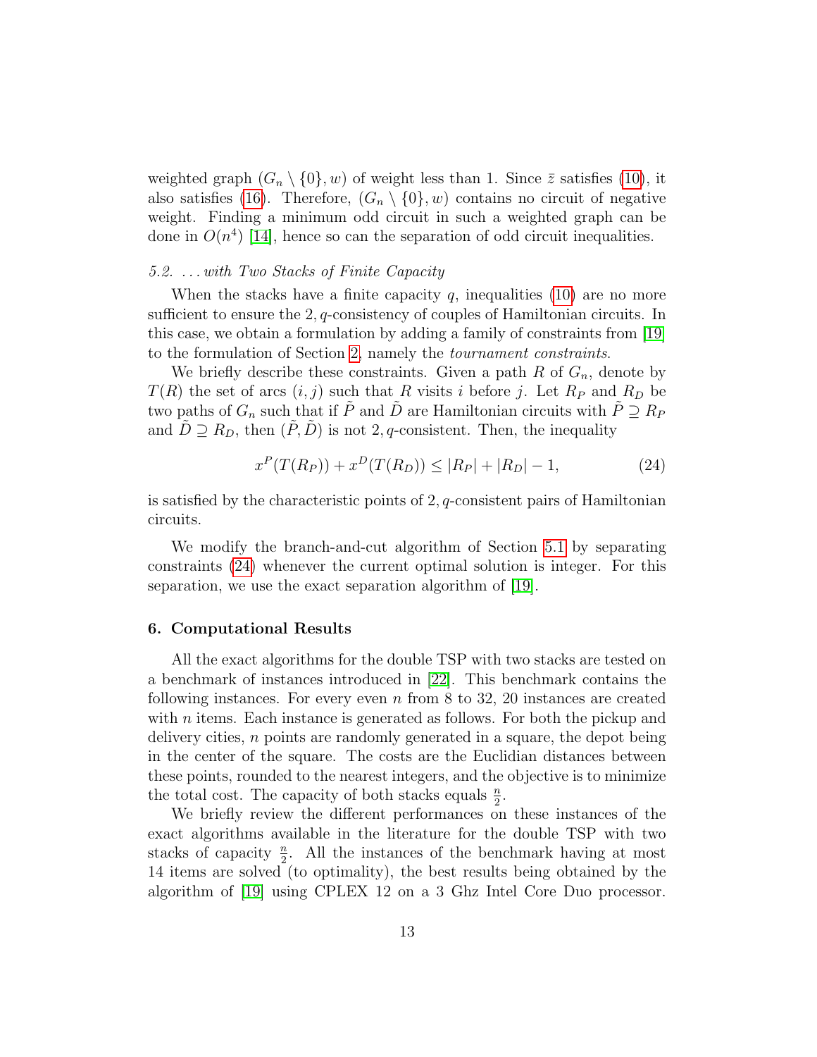weighted graph $(G_n \setminus \{0\}, w)$ of weight less than 1. Since $\bar{z}$ satisfies (10), it also satisfies (16). Therefore, $(G_n \setminus \{0\}, w)$ contains no circuit of negative weight. Finding a minimum odd circuit in such a weighted graph can be done in $O(n^4)$ [14], hence so can the separation of odd circuit inequalities.

### 5.2. ...with Two Stacks of Finite Capacity

When the stacks have a finite capacity $q$, inequalities (10) are no more sufficient to ensure the $2, q$-consistency of couples of Hamiltonian circuits. In this case, we obtain a formulation by adding a family of constraints from [19] to the formulation of Section 2, namely the *tournament constraints*.

We briefly describe these constraints. Given a path $R$ of $G_n$, denote by $T(R)$ the set of arcs $(i, j)$ such that $R$ visits $i$ before $j$. Let $R_P$ and $R_D$ be two paths of $G_n$ such that if $\tilde{P}$ and $\tilde{D}$ are Hamiltonian circuits with $\tilde{P} \supseteq R_P$ and $\tilde{D} \supseteq R_D$, then $(\tilde{P}, \tilde{D})$ is not $2, q$-consistent. Then, the inequality

$$x^P(T(R_P)) + x^D(T(R_D)) \leq |R_P| + |R_D| - 1, \tag{24}$$

is satisfied by the characteristic points of $2, q$-consistent pairs of Hamiltonian circuits.

We modify the branch-and-cut algorithm of Section 5.1 by separating constraints (24) whenever the current optimal solution is integer. For this separation, we use the exact separation algorithm of [19].

## 6. Computational Results

All the exact algorithms for the double TSP with two stacks are tested on a benchmark of instances introduced in [22]. This benchmark contains the following instances. For every even $n$ from 8 to 32, 20 instances are created with $n$ items. Each instance is generated as follows. For both the pickup and delivery cities, $n$ points are randomly generated in a square, the depot being in the center of the square. The costs are the Euclidian distances between these points, rounded to the nearest integers, and the objective is to minimize the total cost. The capacity of both stacks equals $\frac{n}{2}$.

We briefly review the different performances on these instances of the exact algorithms available in the literature for the double TSP with two stacks of capacity $\frac{n}{2}$. All the instances of the benchmark having at most 14 items are solved (to optimality), the best results being obtained by the algorithm of [19] using CPLEX 12 on a 3 Ghz Intel Core Duo processor.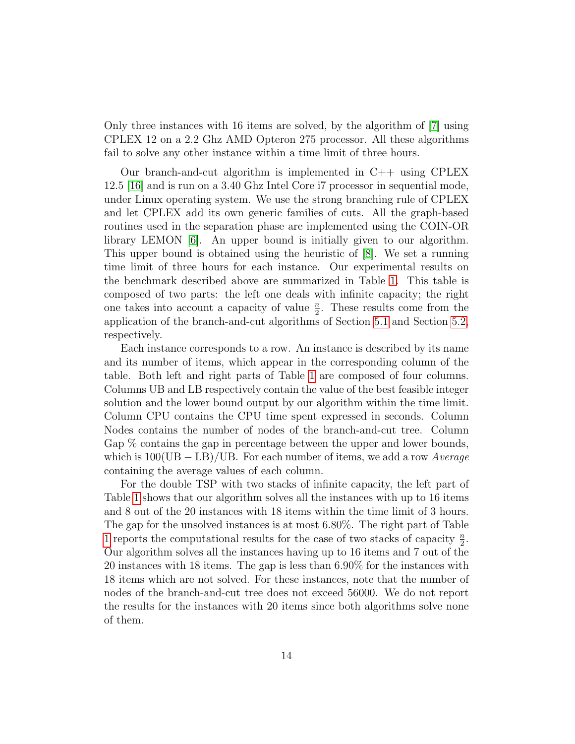Only three instances with 16 items are solved, by the algorithm of [7] using CPLEX 12 on a 2.2 Ghz AMD Opteron 275 processor. All these algorithms fail to solve any other instance within a time limit of three hours.

Our branch-and-cut algorithm is implemented in C++ using CPLEX 12.5 [16] and is run on a 3.40 Ghz Intel Core i7 processor in sequential mode, under Linux operating system. We use the strong branching rule of CPLEX and let CPLEX add its own generic families of cuts. All the graph-based routines used in the separation phase are implemented using the COIN-OR library LEMON [6]. An upper bound is initially given to our algorithm. This upper bound is obtained using the heuristic of [8]. We set a running time limit of three hours for each instance. Our experimental results on the benchmark described above are summarized in Table 1. This table is composed of two parts: the left one deals with infinite capacity; the right one takes into account a capacity of value $\frac{n}{2}$. These results come from the application of the branch-and-cut algorithms of Section 5.1 and Section 5.2, respectively.

Each instance corresponds to a row. An instance is described by its name and its number of items, which appear in the corresponding column of the table. Both left and right parts of Table 1 are composed of four columns. Columns UB and LB respectively contain the value of the best feasible integer solution and the lower bound output by our algorithm within the time limit. Column CPU contains the CPU time spent expressed in seconds. Column Nodes contains the number of nodes of the branch-and-cut tree. Column Gap % contains the gap in percentage between the upper and lower bounds, which is $100(\mathrm{UB} - \mathrm{LB})/\mathrm{UB}$. For each number of items, we add a row *Average* containing the average values of each column.

For the double TSP with two stacks of infinite capacity, the left part of Table 1 shows that our algorithm solves all the instances with up to 16 items and 8 out of the 20 instances with 18 items within the time limit of 3 hours. The gap for the unsolved instances is at most 6.80%. The right part of Table 1 reports the computational results for the case of two stacks of capacity $\frac{n}{2}$. Our algorithm solves all the instances having up to 16 items and 7 out of the 20 instances with 18 items. The gap is less than 6.90% for the instances with 18 items which are not solved. For these instances, note that the number of nodes of the branch-and-cut tree does not exceed 56000. We do not report the results for the instances with 20 items since both algorithms solve none of them.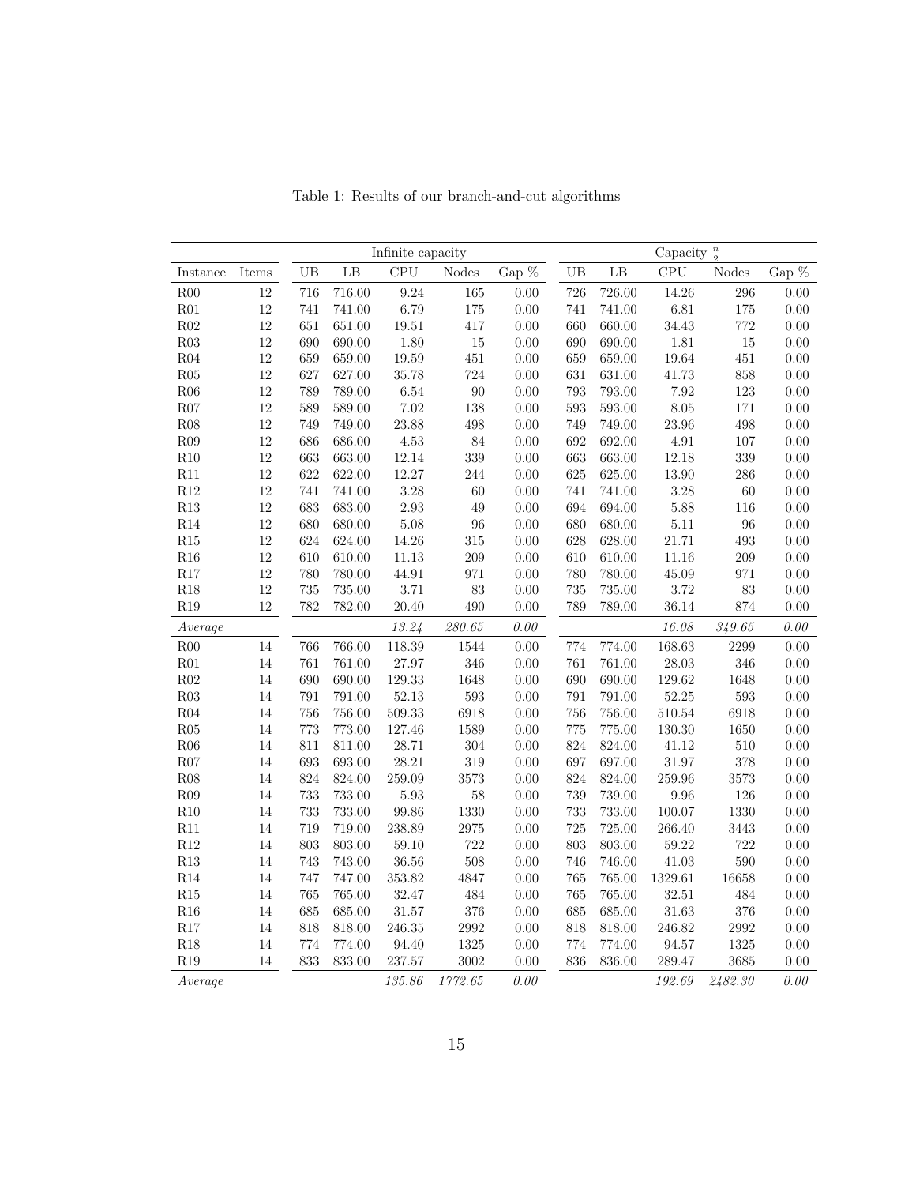Table 1: Results of our branch-and-cut algorithms

| | | Infinite capacity | | | | | Capacity $\frac{n}{2}$ | | | | |
|---|---|---|---|---|---|---|---|---|---|---|---|
| Instance | Items | UB | LB | CPU | Nodes | Gap % | UB | LB | CPU | Nodes | Gap % |
| R00 | 12 | 716 | 716.00 | 9.24 | 165 | 0.00 | 726 | 726.00 | 14.26 | 296 | 0.00 |
| R01 | 12 | 741 | 741.00 | 6.79 | 175 | 0.00 | 741 | 741.00 | 6.81 | 175 | 0.00 |
| R02 | 12 | 651 | 651.00 | 19.51 | 417 | 0.00 | 660 | 660.00 | 34.43 | 772 | 0.00 |
| R03 | 12 | 690 | 690.00 | 1.80 | 15 | 0.00 | 690 | 690.00 | 1.81 | 15 | 0.00 |
| R04 | 12 | 659 | 659.00 | 19.59 | 451 | 0.00 | 659 | 659.00 | 19.64 | 451 | 0.00 |
| R05 | 12 | 627 | 627.00 | 35.78 | 724 | 0.00 | 631 | 631.00 | 41.73 | 858 | 0.00 |
| R06 | 12 | 789 | 789.00 | 6.54 | 90 | 0.00 | 793 | 793.00 | 7.92 | 123 | 0.00 |
| R07 | 12 | 589 | 589.00 | 7.02 | 138 | 0.00 | 593 | 593.00 | 8.05 | 171 | 0.00 |
| R08 | 12 | 749 | 749.00 | 23.88 | 498 | 0.00 | 749 | 749.00 | 23.96 | 498 | 0.00 |
| R09 | 12 | 686 | 686.00 | 4.53 | 84 | 0.00 | 692 | 692.00 | 4.91 | 107 | 0.00 |
| R10 | 12 | 663 | 663.00 | 12.14 | 339 | 0.00 | 663 | 663.00 | 12.18 | 339 | 0.00 |
| R11 | 12 | 622 | 622.00 | 12.27 | 244 | 0.00 | 625 | 625.00 | 13.90 | 286 | 0.00 |
| R12 | 12 | 741 | 741.00 | 3.28 | 60 | 0.00 | 741 | 741.00 | 3.28 | 60 | 0.00 |
| R13 | 12 | 683 | 683.00 | 2.93 | 49 | 0.00 | 694 | 694.00 | 5.88 | 116 | 0.00 |
| R14 | 12 | 680 | 680.00 | 5.08 | 96 | 0.00 | 680 | 680.00 | 5.11 | 96 | 0.00 |
| R15 | 12 | 624 | 624.00 | 14.26 | 315 | 0.00 | 628 | 628.00 | 21.71 | 493 | 0.00 |
| R16 | 12 | 610 | 610.00 | 11.13 | 209 | 0.00 | 610 | 610.00 | 11.16 | 209 | 0.00 |
| R17 | 12 | 780 | 780.00 | 44.91 | 971 | 0.00 | 780 | 780.00 | 45.09 | 971 | 0.00 |
| R18 | 12 | 735 | 735.00 | 3.71 | 83 | 0.00 | 735 | 735.00 | 3.72 | 83 | 0.00 |
| R19 | 12 | 782 | 782.00 | 20.40 | 490 | 0.00 | 789 | 789.00 | 36.14 | 874 | 0.00 |
| *Average* | | | | *13.24* | *280.65* | *0.00* | | | *16.08* | *349.65* | *0.00* |
| R00 | 14 | 766 | 766.00 | 118.39 | 1544 | 0.00 | 774 | 774.00 | 168.63 | 2299 | 0.00 |
| R01 | 14 | 761 | 761.00 | 27.97 | 346 | 0.00 | 761 | 761.00 | 28.03 | 346 | 0.00 |
| R02 | 14 | 690 | 690.00 | 129.33 | 1648 | 0.00 | 690 | 690.00 | 129.62 | 1648 | 0.00 |
| R03 | 14 | 791 | 791.00 | 52.13 | 593 | 0.00 | 791 | 791.00 | 52.25 | 593 | 0.00 |
| R04 | 14 | 756 | 756.00 | 509.33 | 6918 | 0.00 | 756 | 756.00 | 510.54 | 6918 | 0.00 |
| R05 | 14 | 773 | 773.00 | 127.46 | 1589 | 0.00 | 775 | 775.00 | 130.30 | 1650 | 0.00 |
| R06 | 14 | 811 | 811.00 | 28.71 | 304 | 0.00 | 824 | 824.00 | 41.12 | 510 | 0.00 |
| R07 | 14 | 693 | 693.00 | 28.21 | 319 | 0.00 | 697 | 697.00 | 31.97 | 378 | 0.00 |
| R08 | 14 | 824 | 824.00 | 259.09 | 3573 | 0.00 | 824 | 824.00 | 259.96 | 3573 | 0.00 |
| R09 | 14 | 733 | 733.00 | 5.93 | 58 | 0.00 | 739 | 739.00 | 9.96 | 126 | 0.00 |
| R10 | 14 | 733 | 733.00 | 99.86 | 1330 | 0.00 | 733 | 733.00 | 100.07 | 1330 | 0.00 |
| R11 | 14 | 719 | 719.00 | 238.89 | 2975 | 0.00 | 725 | 725.00 | 266.40 | 3443 | 0.00 |
| R12 | 14 | 803 | 803.00 | 59.10 | 722 | 0.00 | 803 | 803.00 | 59.22 | 722 | 0.00 |
| R13 | 14 | 743 | 743.00 | 36.56 | 508 | 0.00 | 746 | 746.00 | 41.03 | 590 | 0.00 |
| R14 | 14 | 747 | 747.00 | 353.82 | 4847 | 0.00 | 765 | 765.00 | 1329.61 | 16658 | 0.00 |
| R15 | 14 | 765 | 765.00 | 32.47 | 484 | 0.00 | 765 | 765.00 | 32.51 | 484 | 0.00 |
| R16 | 14 | 685 | 685.00 | 31.57 | 376 | 0.00 | 685 | 685.00 | 31.63 | 376 | 0.00 |
| R17 | 14 | 818 | 818.00 | 246.35 | 2992 | 0.00 | 818 | 818.00 | 246.82 | 2992 | 0.00 |
| R18 | 14 | 774 | 774.00 | 94.40 | 1325 | 0.00 | 774 | 774.00 | 94.57 | 1325 | 0.00 |
| R19 | 14 | 833 | 833.00 | 237.57 | 3002 | 0.00 | 836 | 836.00 | 289.47 | 3685 | 0.00 |
| *Average* | | | | *135.86* | *1772.65* | *0.00* | | | *192.69* | *2482.30* | *0.00* |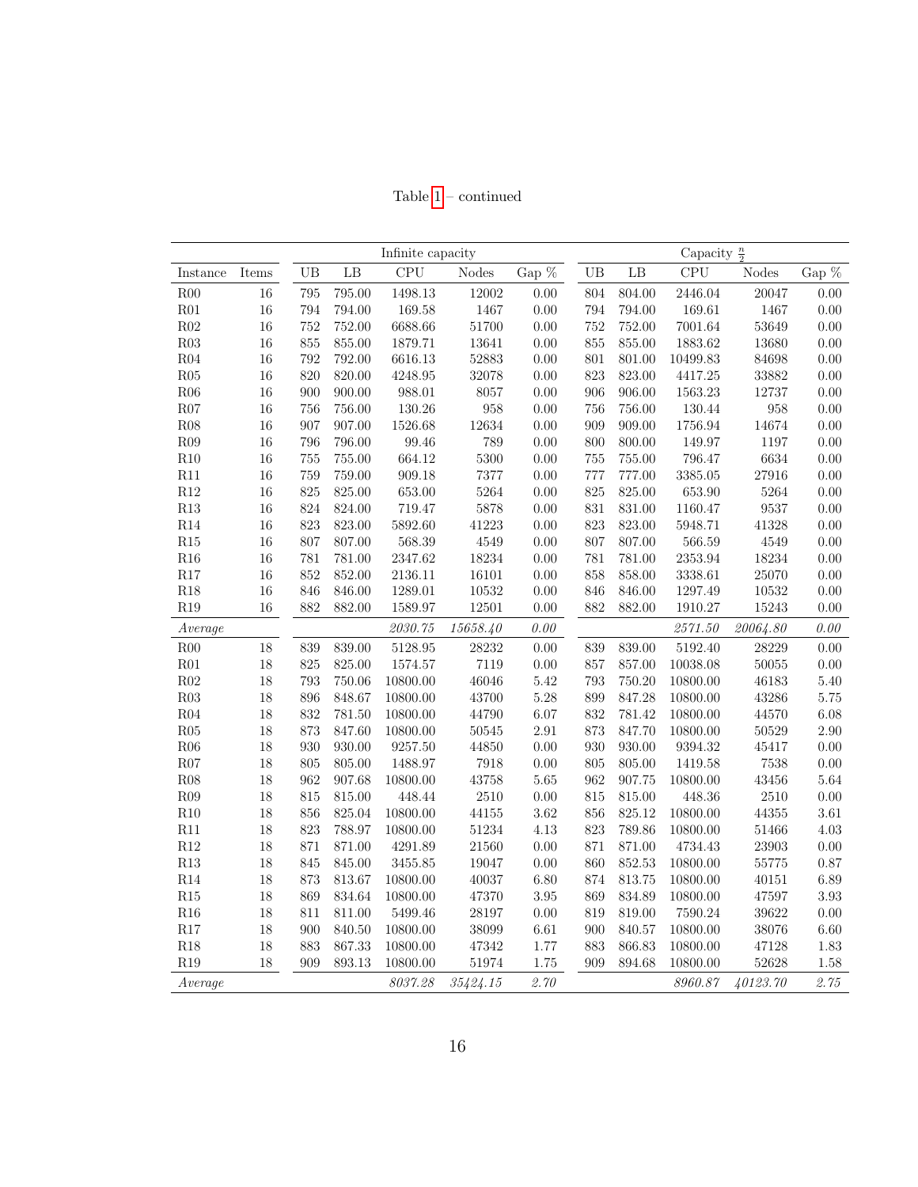Table 1 – continued

| | | Infinite capacity | | | | | Capacity $\frac{n}{2}$ | | | | |
|---|---|---|---|---|---|---|---|---|---|---|---|
| Instance | Items | UB | LB | CPU | Nodes | Gap % | UB | LB | CPU | Nodes | Gap % |
| R00 | 16 | 795 | 795.00 | 1498.13 | 12002 | 0.00 | 804 | 804.00 | 2446.04 | 20047 | 0.00 |
| R01 | 16 | 794 | 794.00 | 169.58 | 1467 | 0.00 | 794 | 794.00 | 169.61 | 1467 | 0.00 |
| R02 | 16 | 752 | 752.00 | 6688.66 | 51700 | 0.00 | 752 | 752.00 | 7001.64 | 53649 | 0.00 |
| R03 | 16 | 855 | 855.00 | 1879.71 | 13641 | 0.00 | 855 | 855.00 | 1883.62 | 13680 | 0.00 |
| R04 | 16 | 792 | 792.00 | 6616.13 | 52883 | 0.00 | 801 | 801.00 | 10499.83 | 84698 | 0.00 |
| R05 | 16 | 820 | 820.00 | 4248.95 | 32078 | 0.00 | 823 | 823.00 | 4417.25 | 33882 | 0.00 |
| R06 | 16 | 900 | 900.00 | 988.01 | 8057 | 0.00 | 906 | 906.00 | 1563.23 | 12737 | 0.00 |
| R07 | 16 | 756 | 756.00 | 130.26 | 958 | 0.00 | 756 | 756.00 | 130.44 | 958 | 0.00 |
| R08 | 16 | 907 | 907.00 | 1526.68 | 12634 | 0.00 | 909 | 909.00 | 1756.94 | 14674 | 0.00 |
| R09 | 16 | 796 | 796.00 | 99.46 | 789 | 0.00 | 800 | 800.00 | 149.97 | 1197 | 0.00 |
| R10 | 16 | 755 | 755.00 | 664.12 | 5300 | 0.00 | 755 | 755.00 | 796.47 | 6634 | 0.00 |
| R11 | 16 | 759 | 759.00 | 909.18 | 7377 | 0.00 | 777 | 777.00 | 3385.05 | 27916 | 0.00 |
| R12 | 16 | 825 | 825.00 | 653.00 | 5264 | 0.00 | 825 | 825.00 | 653.90 | 5264 | 0.00 |
| R13 | 16 | 824 | 824.00 | 719.47 | 5878 | 0.00 | 831 | 831.00 | 1160.47 | 9537 | 0.00 |
| R14 | 16 | 823 | 823.00 | 5892.60 | 41223 | 0.00 | 823 | 823.00 | 5948.71 | 41328 | 0.00 |
| R15 | 16 | 807 | 807.00 | 568.39 | 4549 | 0.00 | 807 | 807.00 | 566.59 | 4549 | 0.00 |
| R16 | 16 | 781 | 781.00 | 2347.62 | 18234 | 0.00 | 781 | 781.00 | 2353.94 | 18234 | 0.00 |
| R17 | 16 | 852 | 852.00 | 2136.11 | 16101 | 0.00 | 858 | 858.00 | 3338.61 | 25070 | 0.00 |
| R18 | 16 | 846 | 846.00 | 1289.01 | 10532 | 0.00 | 846 | 846.00 | 1297.49 | 10532 | 0.00 |
| R19 | 16 | 882 | 882.00 | 1589.97 | 12501 | 0.00 | 882 | 882.00 | 1910.27 | 15243 | 0.00 |
| *Average* | | | | *2030.75* | *15658.40* | *0.00* | | | *2571.50* | *20064.80* | *0.00* |
| R00 | 18 | 839 | 839.00 | 5128.95 | 28232 | 0.00 | 839 | 839.00 | 5192.40 | 28229 | 0.00 |
| R01 | 18 | 825 | 825.00 | 1574.57 | 7119 | 0.00 | 857 | 857.00 | 10038.08 | 50055 | 0.00 |
| R02 | 18 | 793 | 750.06 | 10800.00 | 46046 | 5.42 | 793 | 750.20 | 10800.00 | 46183 | 5.40 |
| R03 | 18 | 896 | 848.67 | 10800.00 | 43700 | 5.28 | 899 | 847.28 | 10800.00 | 43286 | 5.75 |
| R04 | 18 | 832 | 781.50 | 10800.00 | 44790 | 6.07 | 832 | 781.42 | 10800.00 | 44570 | 6.08 |
| R05 | 18 | 873 | 847.60 | 10800.00 | 50545 | 2.91 | 873 | 847.70 | 10800.00 | 50529 | 2.90 |
| R06 | 18 | 930 | 930.00 | 9257.50 | 44850 | 0.00 | 930 | 930.00 | 9394.32 | 45417 | 0.00 |
| R07 | 18 | 805 | 805.00 | 1488.97 | 7918 | 0.00 | 805 | 805.00 | 1419.58 | 7538 | 0.00 |
| R08 | 18 | 962 | 907.68 | 10800.00 | 43758 | 5.65 | 962 | 907.75 | 10800.00 | 43456 | 5.64 |
| R09 | 18 | 815 | 815.00 | 448.44 | 2510 | 0.00 | 815 | 815.00 | 448.36 | 2510 | 0.00 |
| R10 | 18 | 856 | 825.04 | 10800.00 | 44155 | 3.62 | 856 | 825.12 | 10800.00 | 44355 | 3.61 |
| R11 | 18 | 823 | 788.97 | 10800.00 | 51234 | 4.13 | 823 | 789.86 | 10800.00 | 51466 | 4.03 |
| R12 | 18 | 871 | 871.00 | 4291.89 | 21560 | 0.00 | 871 | 871.00 | 4734.43 | 23903 | 0.00 |
| R13 | 18 | 845 | 845.00 | 3455.85 | 19047 | 0.00 | 860 | 852.53 | 10800.00 | 55775 | 0.87 |
| R14 | 18 | 873 | 813.67 | 10800.00 | 40037 | 6.80 | 874 | 813.75 | 10800.00 | 40151 | 6.89 |
| R15 | 18 | 869 | 834.64 | 10800.00 | 47370 | 3.95 | 869 | 834.89 | 10800.00 | 47597 | 3.93 |
| R16 | 18 | 811 | 811.00 | 5499.46 | 28197 | 0.00 | 819 | 819.00 | 7590.24 | 39622 | 0.00 |
| R17 | 18 | 900 | 840.50 | 10800.00 | 38099 | 6.61 | 900 | 840.57 | 10800.00 | 38076 | 6.60 |
| R18 | 18 | 883 | 867.33 | 10800.00 | 47342 | 1.77 | 883 | 866.83 | 10800.00 | 47128 | 1.83 |
| R19 | 18 | 909 | 893.13 | 10800.00 | 51974 | 1.75 | 909 | 894.68 | 10800.00 | 52628 | 1.58 |
| *Average* | | | | *8037.28* | *35424.15* | *2.70* | | | *8960.87* | *40123.70* | *2.75* |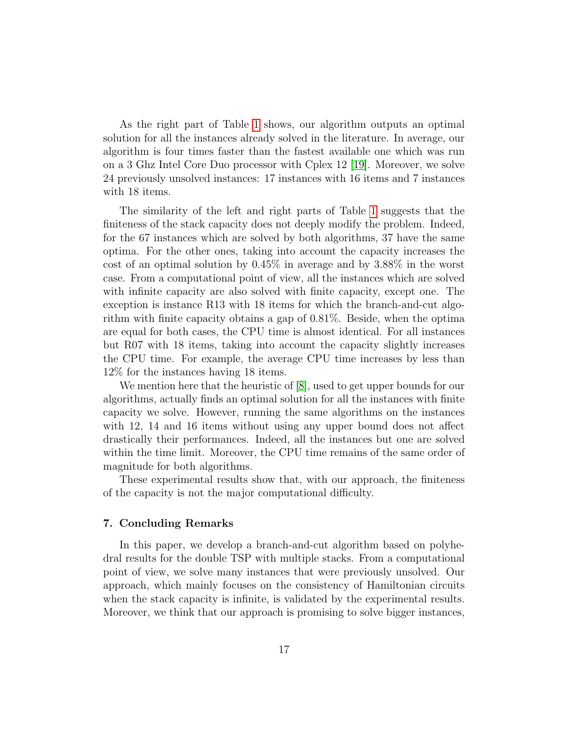As the right part of Table 1 shows, our algorithm outputs an optimal solution for all the instances already solved in the literature. In average, our algorithm is four times faster than the fastest available one which was run on a 3 Ghz Intel Core Duo processor with Cplex 12 [19]. Moreover, we solve 24 previously unsolved instances: 17 instances with 16 items and 7 instances with 18 items.

The similarity of the left and right parts of Table 1 suggests that the finiteness of the stack capacity does not deeply modify the problem. Indeed, for the 67 instances which are solved by both algorithms, 37 have the same optima. For the other ones, taking into account the capacity increases the cost of an optimal solution by 0.45% in average and by 3.88% in the worst case. From a computational point of view, all the instances which are solved with infinite capacity are also solved with finite capacity, except one. The exception is instance R13 with 18 items for which the branch-and-cut algorithm with finite capacity obtains a gap of 0.81%. Beside, when the optima are equal for both cases, the CPU time is almost identical. For all instances but R07 with 18 items, taking into account the capacity slightly increases the CPU time. For example, the average CPU time increases by less than 12% for the instances having 18 items.

We mention here that the heuristic of [8], used to get upper bounds for our algorithms, actually finds an optimal solution for all the instances with finite capacity we solve. However, running the same algorithms on the instances with 12, 14 and 16 items without using any upper bound does not affect drastically their performances. Indeed, all the instances but one are solved within the time limit. Moreover, the CPU time remains of the same order of magnitude for both algorithms.

These experimental results show that, with our approach, the finiteness of the capacity is not the major computational difficulty.

### 7. Concluding Remarks

In this paper, we develop a branch-and-cut algorithm based on polyhedral results for the double TSP with multiple stacks. From a computational point of view, we solve many instances that were previously unsolved. Our approach, which mainly focuses on the consistency of Hamiltonian circuits when the stack capacity is infinite, is validated by the experimental results. Moreover, we think that our approach is promising to solve bigger instances,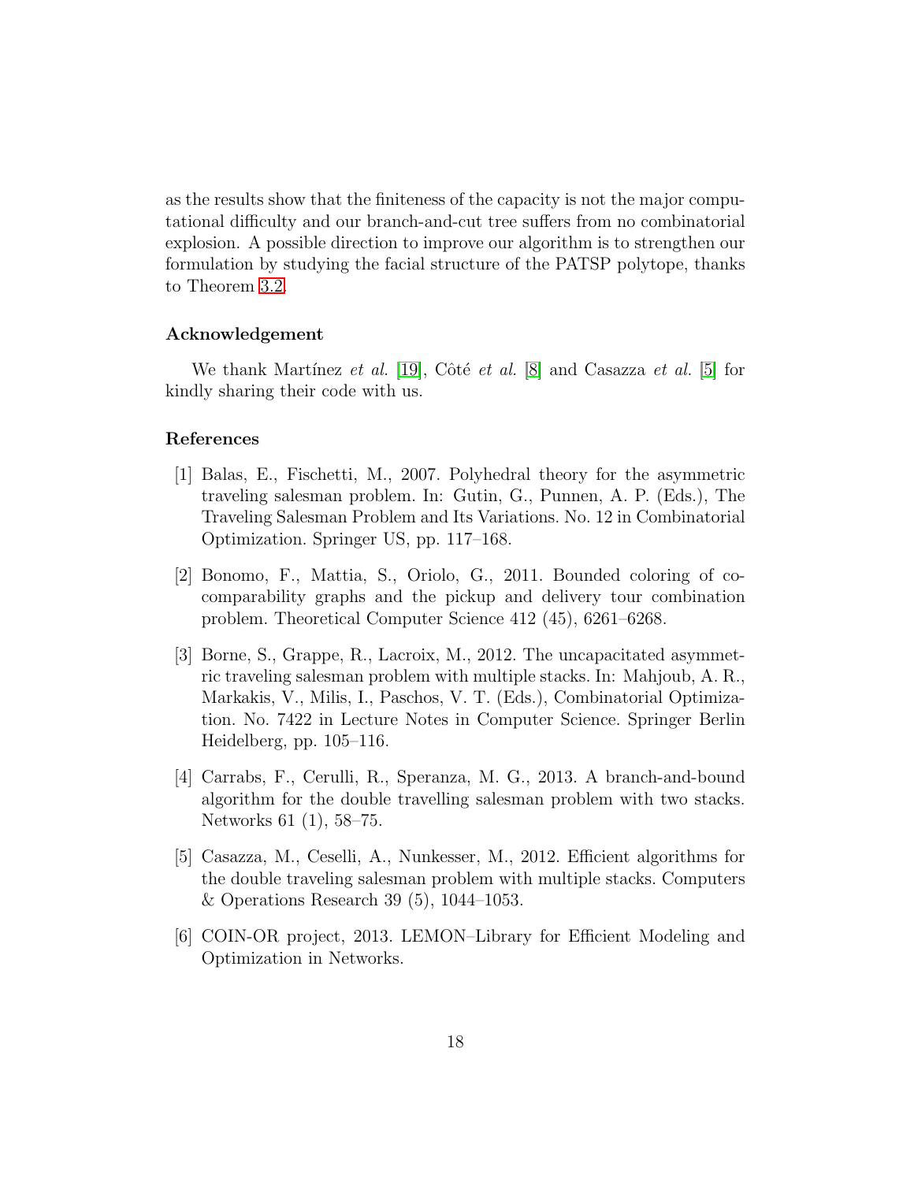as the results show that the finiteness of the capacity is not the major computational difficulty and our branch-and-cut tree suffers from no combinatorial explosion. A possible direction to improve our algorithm is to strengthen our formulation by studying the facial structure of the PATSP polytope, thanks to Theorem 3.2.

### Acknowledgement

We thank Martínez *et al.* [19], Côté *et al.* [8] and Casazza *et al.* [5] for kindly sharing their code with us.

### References

[1] Balas, E., Fischetti, M., 2007. Polyhedral theory for the asymmetric traveling salesman problem. In: Gutin, G., Punnen, A. P. (Eds.), The Traveling Salesman Problem and Its Variations. No. 12 in Combinatorial Optimization. Springer US, pp. 117–168.

[2] Bonomo, F., Mattia, S., Oriolo, G., 2011. Bounded coloring of co-comparability graphs and the pickup and delivery tour combination problem. Theoretical Computer Science 412 (45), 6261–6268.

[3] Borne, S., Grappe, R., Lacroix, M., 2012. The uncapacitated asymmetric traveling salesman problem with multiple stacks. In: Mahjoub, A. R., Markakis, V., Milis, I., Paschos, V. T. (Eds.), Combinatorial Optimization. No. 7422 in Lecture Notes in Computer Science. Springer Berlin Heidelberg, pp. 105–116.

[4] Carrabs, F., Cerulli, R., Speranza, M. G., 2013. A branch-and-bound algorithm for the double travelling salesman problem with two stacks. Networks 61 (1), 58–75.

[5] Casazza, M., Ceselli, A., Nunkesser, M., 2012. Efficient algorithms for the double traveling salesman problem with multiple stacks. Computers & Operations Research 39 (5), 1044–1053.

[6] COIN-OR project, 2013. LEMON–Library for Efficient Modeling and Optimization in Networks.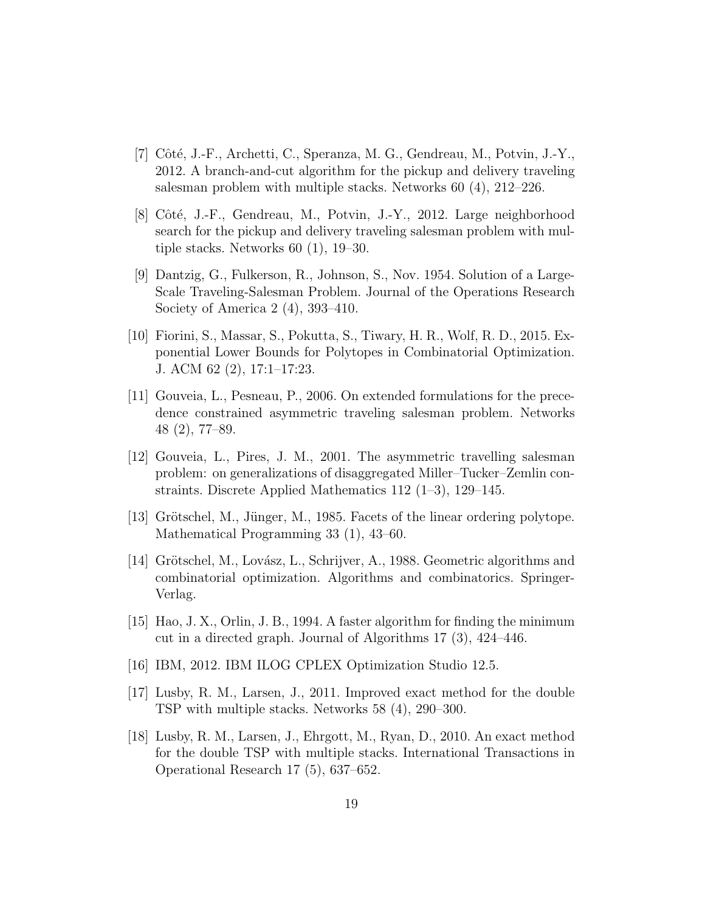[7] Côté, J.-F., Archetti, C., Speranza, M. G., Gendreau, M., Potvin, J.-Y., 2012. A branch-and-cut algorithm for the pickup and delivery traveling salesman problem with multiple stacks. Networks 60 (4), 212–226.

[8] Côté, J.-F., Gendreau, M., Potvin, J.-Y., 2012. Large neighborhood search for the pickup and delivery traveling salesman problem with multiple stacks. Networks 60 (1), 19–30.

[9] Dantzig, G., Fulkerson, R., Johnson, S., Nov. 1954. Solution of a Large-Scale Traveling-Salesman Problem. Journal of the Operations Research Society of America 2 (4), 393–410.

[10] Fiorini, S., Massar, S., Pokutta, S., Tiwary, H. R., Wolf, R. D., 2015. Exponential Lower Bounds for Polytopes in Combinatorial Optimization. J. ACM 62 (2), 17:1–17:23.

[11] Gouveia, L., Pesneau, P., 2006. On extended formulations for the precedence constrained asymmetric traveling salesman problem. Networks 48 (2), 77–89.

[12] Gouveia, L., Pires, J. M., 2001. The asymmetric travelling salesman problem: on generalizations of disaggregated Miller–Tucker–Zemlin constraints. Discrete Applied Mathematics 112 (1–3), 129–145.

[13] Grötschel, M., Jünger, M., 1985. Facets of the linear ordering polytope. Mathematical Programming 33 (1), 43–60.

[14] Grötschel, M., Lovász, L., Schrijver, A., 1988. Geometric algorithms and combinatorial optimization. Algorithms and combinatorics. Springer-Verlag.

[15] Hao, J. X., Orlin, J. B., 1994. A faster algorithm for finding the minimum cut in a directed graph. Journal of Algorithms 17 (3), 424–446.

[16] IBM, 2012. IBM ILOG CPLEX Optimization Studio 12.5.

[17] Lusby, R. M., Larsen, J., 2011. Improved exact method for the double TSP with multiple stacks. Networks 58 (4), 290–300.

[18] Lusby, R. M., Larsen, J., Ehrgott, M., Ryan, D., 2010. An exact method for the double TSP with multiple stacks. International Transactions in Operational Research 17 (5), 637–652.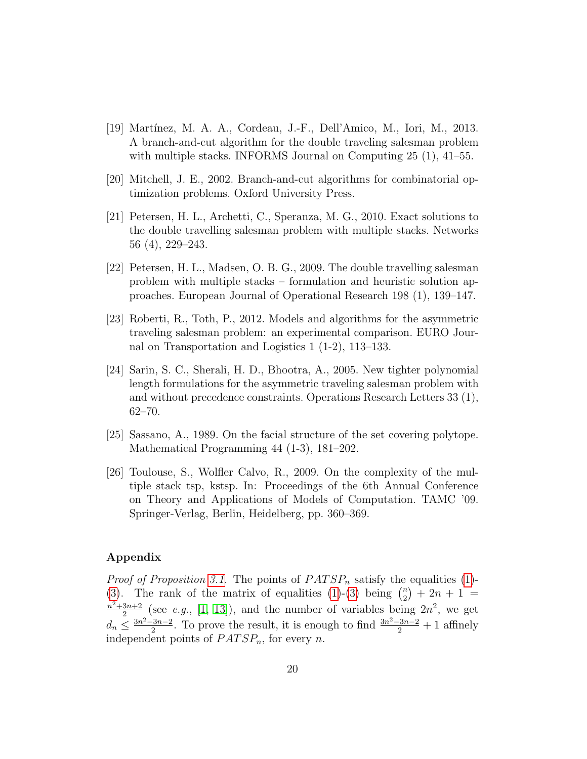[19] Martínez, M. A. A., Cordeau, J.-F., Dell'Amico, M., Iori, M., 2013. A branch-and-cut algorithm for the double traveling salesman problem with multiple stacks. INFORMS Journal on Computing 25 (1), 41–55.

[20] Mitchell, J. E., 2002. Branch-and-cut algorithms for combinatorial optimization problems. Oxford University Press.

[21] Petersen, H. L., Archetti, C., Speranza, M. G., 2010. Exact solutions to the double travelling salesman problem with multiple stacks. Networks 56 (4), 229–243.

[22] Petersen, H. L., Madsen, O. B. G., 2009. The double travelling salesman problem with multiple stacks – formulation and heuristic solution approaches. European Journal of Operational Research 198 (1), 139–147.

[23] Roberti, R., Toth, P., 2012. Models and algorithms for the asymmetric traveling salesman problem: an experimental comparison. EURO Journal on Transportation and Logistics 1 (1-2), 113–133.

[24] Sarin, S. C., Sherali, H. D., Bhootra, A., 2005. New tighter polynomial length formulations for the asymmetric traveling salesman problem with and without precedence constraints. Operations Research Letters 33 (1), 62–70.

[25] Sassano, A., 1989. On the facial structure of the set covering polytope. Mathematical Programming 44 (1-3), 181–202.

[26] Toulouse, S., Wolfler Calvo, R., 2009. On the complexity of the multiple stack tsp, kstsp. In: Proceedings of the 6th Annual Conference on Theory and Applications of Models of Computation. TAMC '09. Springer-Verlag, Berlin, Heidelberg, pp. 360–369.

## Appendix

*Proof of Proposition 3.1.* The points of $PATSP_n$ satisfy the equalities (1)-(3). The rank of the matrix of equalities (1)-(3) being $\binom{n}{2} + 2n + 1 = \frac{n^2+3n+2}{2}$ (see *e.g.*, [1, 13]), and the number of variables being $2n^2$, we get $d_n \leq \frac{3n^2-3n-2}{2}$. To prove the result, it is enough to find $\frac{3n^2-3n-2}{2} + 1$ affinely independent points of $PATSP_n$, for every $n$.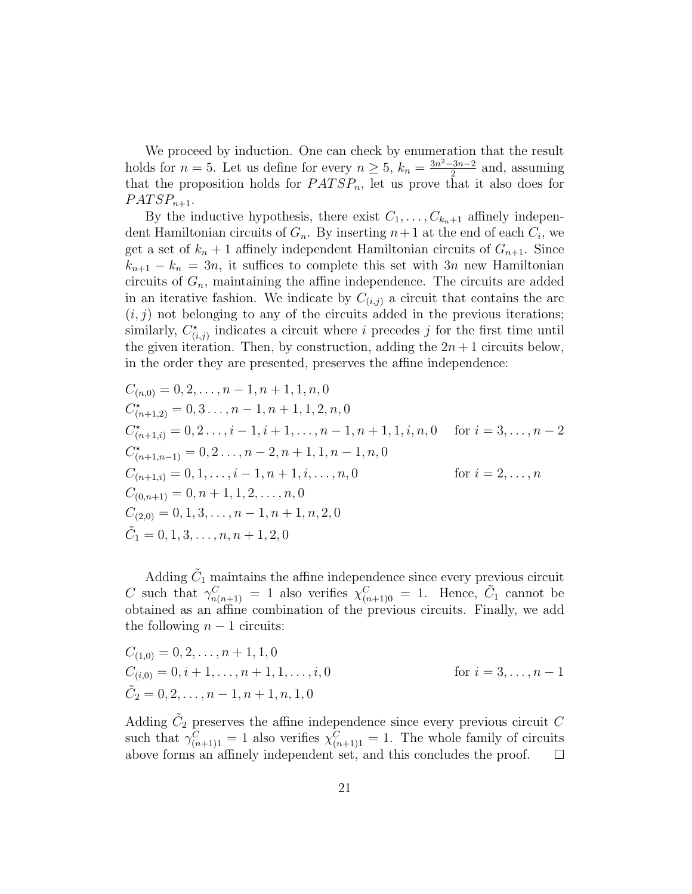We proceed by induction. One can check by enumeration that the result holds for $n = 5$. Let us define for every $n \geq 5$, $k_n = \frac{3n^2-3n-2}{2}$ and, assuming that the proposition holds for $PATSP_n$, let us prove that it also does for $PATSP_{n+1}$.

By the inductive hypothesis, there exist $C_1, \ldots, C_{k_n+1}$ affinely independent Hamiltonian circuits of $G_n$. By inserting $n+1$ at the end of each $C_i$, we get a set of $k_n + 1$ affinely independent Hamiltonian circuits of $G_{n+1}$. Since $k_{n+1} - k_n = 3n$, it suffices to complete this set with $3n$ new Hamiltonian circuits of $G_n$, maintaining the affine independence. The circuits are added in an iterative fashion. We indicate by $C_{(i,j)}$ a circuit that contains the arc $(i, j)$ not belonging to any of the circuits added in the previous iterations; similarly, $C^\star_{(i,j)}$ indicates a circuit where $i$ precedes $j$ for the first time until the given iteration. Then, by construction, adding the $2n + 1$ circuits below, in the order they are presented, preserves the affine independence:

$$
\begin{aligned}
&C_{(n,0)} = 0, 2, \ldots, n-1, n+1, 1, n, 0 \\
&C^\star_{(n+1,2)} = 0, 3 \ldots, n-1, n+1, 1, 2, n, 0 \\
&C^\star_{(n+1,i)} = 0, 2 \ldots, i-1, i+1, \ldots, n-1, n+1, 1, i, n, 0 \quad \text{for } i = 3, \ldots, n-2 \\
&C^\star_{(n+1,n-1)} = 0, 2 \ldots, n-2, n+1, 1, n-1, n, 0 \\
&C_{(n+1,i)} = 0, 1, \ldots, i-1, n+1, i, \ldots, n, 0 \quad \text{for } i = 2, \ldots, n \\
&C_{(0,n+1)} = 0, n+1, 1, 2, \ldots, n, 0 \\
&C_{(2,0)} = 0, 1, 3, \ldots, n-1, n+1, n, 2, 0 \\
&\tilde{C}_1 = 0, 1, 3, \ldots, n, n+1, 2, 0
\end{aligned}
$$

Adding $\tilde{C}_1$ maintains the affine independence since every previous circuit $C$ such that $\gamma^C_{n(n+1)} = 1$ also verifies $\chi^C_{(n+1)0} = 1$. Hence, $\tilde{C}_1$ cannot be obtained as an affine combination of the previous circuits. Finally, we add the following $n - 1$ circuits:

$$
\begin{aligned}
&C_{(1,0)} = 0, 2, \ldots, n+1, 1, 0 \\
&C_{(i,0)} = 0, i+1, \ldots, n+1, 1, \ldots, i, 0 \quad \text{for } i = 3, \ldots, n-1 \\
&\tilde{C}_2 = 0, 2, \ldots, n-1, n+1, n, 1, 0
\end{aligned}
$$

Adding $\tilde{C}_2$ preserves the affine independence since every previous circuit $C$ such that $\gamma^C_{(n+1)1} = 1$ also verifies $\chi^C_{(n+1)1} = 1$. The whole family of circuits above forms an affinely independent set, and this concludes the proof. □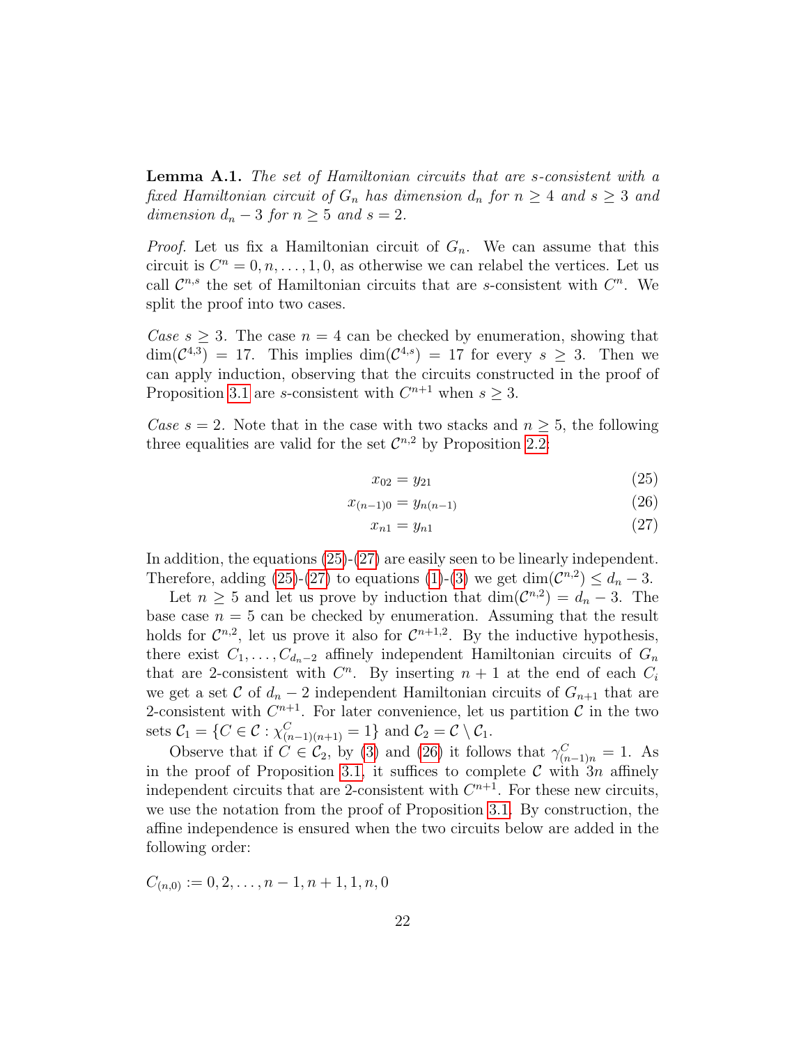**Lemma A.1.** *The set of Hamiltonian circuits that are s-consistent with a fixed Hamiltonian circuit of $G_n$ has dimension $d_n$ for $n \geq 4$ and $s \geq 3$ and dimension $d_n - 3$ for $n \geq 5$ and $s = 2$.*

*Proof.* Let us fix a Hamiltonian circuit of $G_n$. We can assume that this circuit is $C^n = 0, n, \ldots, 1, 0$, as otherwise we can relabel the vertices. Let us call $\mathcal{C}^{n,s}$ the set of Hamiltonian circuits that are $s$-consistent with $C^n$. We split the proof into two cases.

*Case $s \geq 3$.* The case $n = 4$ can be checked by enumeration, showing that $\dim(\mathcal{C}^{4,3}) = 17$. This implies $\dim(\mathcal{C}^{4,s}) = 17$ for every $s \geq 3$. Then we can apply induction, observing that the circuits constructed in the proof of Proposition 3.1 are $s$-consistent with $C^{n+1}$ when $s \geq 3$.

*Case $s = 2$.* Note that in the case with two stacks and $n \geq 5$, the following three equalities are valid for the set $\mathcal{C}^{n,2}$ by Proposition 2.2:

$$x_{02} = y_{21} \tag{25}$$

$$x_{(n-1)0} = y_{n(n-1)} \tag{26}$$

$$x_{n1} = y_{n1} \tag{27}$$

In addition, the equations (25)-(27) are easily seen to be linearly independent. Therefore, adding (25)-(27) to equations (1)-(3) we get $\dim(\mathcal{C}^{n,2}) \leq d_n - 3$.

Let $n \geq 5$ and let us prove by induction that $\dim(\mathcal{C}^{n,2}) = d_n - 3$. The base case $n = 5$ can be checked by enumeration. Assuming that the result holds for $\mathcal{C}^{n,2}$, let us prove it also for $\mathcal{C}^{n+1,2}$. By the inductive hypothesis, there exist $C_1, \ldots, C_{d_n-2}$ affinely independent Hamiltonian circuits of $G_n$ that are 2-consistent with $C^n$. By inserting $n+1$ at the end of each $C_i$ we get a set $\mathcal{C}$ of $d_n - 2$ independent Hamiltonian circuits of $G_{n+1}$ that are 2-consistent with $C^{n+1}$. For later convenience, let us partition $\mathcal{C}$ in the two sets $\mathcal{C}_1 = \{C \in \mathcal{C} : \chi^C_{(n-1)(n+1)} = 1\}$ and $\mathcal{C}_2 = \mathcal{C} \setminus \mathcal{C}_1$.

Observe that if $C \in \mathcal{C}_2$, by (3) and (26) it follows that $\gamma^C_{(n-1)n} = 1$. As in the proof of Proposition 3.1, it suffices to complete $\mathcal{C}$ with $3n$ affinely independent circuits that are 2-consistent with $C^{n+1}$. For these new circuits, we use the notation from the proof of Proposition 3.1. By construction, the affine independence is ensured when the two circuits below are added in the following order:

$C_{(n,0)} := 0, 2, \ldots, n-1, n+1, 1, n, 0$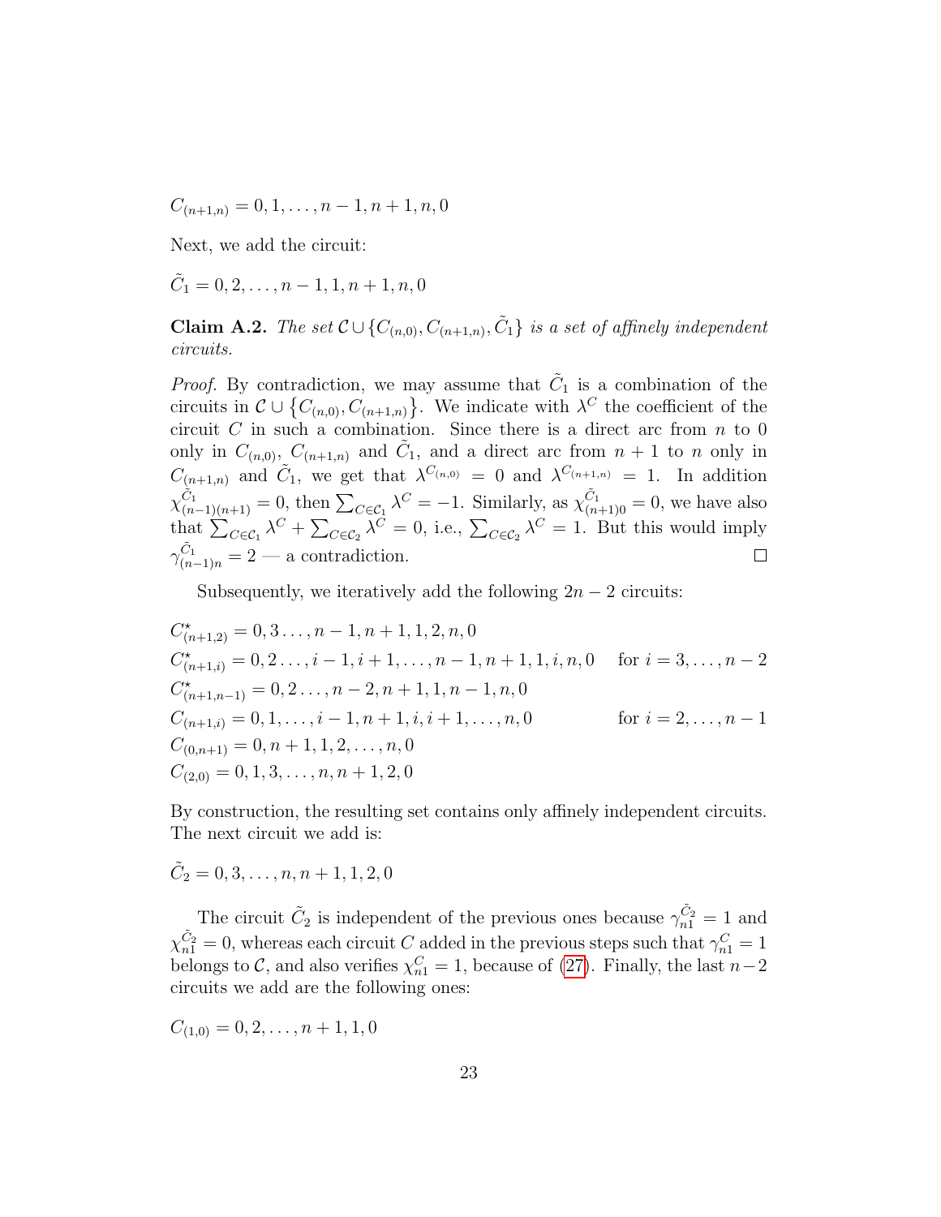$C_{(n+1,n)} = 0, 1, \ldots, n-1, n+1, n, 0$

Next, we add the circuit:

$\tilde{C}_1 = 0, 2, \ldots, n-1, 1, n+1, n, 0$

**Claim A.2.** *The set $\mathcal{C} \cup \{C_{(n,0)}, C_{(n+1,n)}, \tilde{C}_1\}$ is a set of affinely independent circuits.*

*Proof.* By contradiction, we may assume that $\tilde{C}_1$ is a combination of the circuits in $\mathcal{C} \cup \{C_{(n,0)}, C_{(n+1,n)}\}$. We indicate with $\lambda^C$ the coefficient of the circuit $C$ in such a combination. Since there is a direct arc from $n$ to 0 only in $C_{(n,0)}$, $C_{(n+1,n)}$ and $\tilde{C}_1$, and a direct arc from $n+1$ to $n$ only in $C_{(n+1,n)}$ and $\tilde{C}_1$, we get that $\lambda^{C_{(n,0)}} = 0$ and $\lambda^{C_{(n+1,n)}} = 1$. In addition $\chi^{\tilde{C}_1}_{(n-1)(n+1)} = 0$, then $\sum_{C \in \mathcal{C}_1} \lambda^C = -1$. Similarly, as $\chi^{\tilde{C}_1}_{(n+1)0} = 0$, we have also that $\sum_{C \in \mathcal{C}_1} \lambda^C + \sum_{C \in \mathcal{C}_2} \lambda^C = 0$, i.e., $\sum_{C \in \mathcal{C}_2} \lambda^C = 1$. But this would imply $\gamma^{\tilde{C}_1}_{(n-1)n} = 2$ — a contradiction. □

Subsequently, we iteratively add the following $2n-2$ circuits:

$C^\star_{(n+1,2)} = 0, 3 \ldots, n-1, n+1, 1, 2, n, 0$
$C^\star_{(n+1,i)} = 0, 2 \ldots, i-1, i+1, \ldots, n-1, n+1, 1, i, n, 0 \quad$ for $i = 3, \ldots, n-2$
$C^\star_{(n+1,n-1)} = 0, 2 \ldots, n-2, n+1, 1, n-1, n, 0$
$C_{(n+1,i)} = 0, 1, \ldots, i-1, n+1, i, i+1, \ldots, n, 0 \quad$ for $i = 2, \ldots, n-1$
$C_{(0,n+1)} = 0, n+1, 1, 2, \ldots, n, 0$
$C_{(2,0)} = 0, 1, 3, \ldots, n, n+1, 2, 0$

By construction, the resulting set contains only affinely independent circuits. The next circuit we add is:

$\tilde{C}_2 = 0, 3, \ldots, n, n+1, 1, 2, 0$

The circuit $\tilde{C}_2$ is independent of the previous ones because $\gamma^{\tilde{C}_2}_{n1} = 1$ and $\chi^{\tilde{C}_2}_{n1} = 0$, whereas each circuit $C$ added in the previous steps such that $\gamma^C_{n1} = 1$ belongs to $\mathcal{C}$, and also verifies $\chi^C_{n1} = 1$, because of (27). Finally, the last $n-2$ circuits we add are the following ones:

$C_{(1,0)} = 0, 2, \ldots, n+1, 1, 0$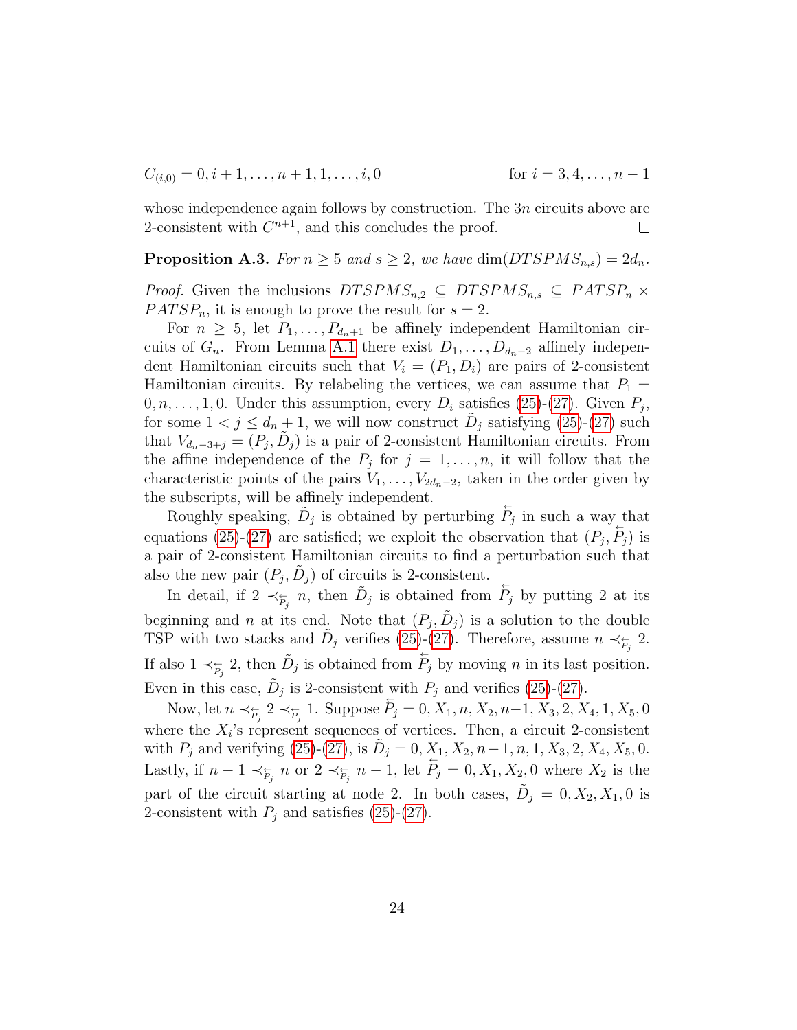$$C_{(i,0)} = 0, i+1, \ldots, n+1, 1, \ldots, i, 0 \qquad \text{for } i = 3, 4, \ldots, n-1$$

whose independence again follows by construction. The $3n$ circuits above are 2-consistent with $C^{n+1}$, and this concludes the proof. ☐

**Proposition A.3.** *For $n \geq 5$ and $s \geq 2$, we have $\dim(DTSPMS_{n,s}) = 2d_n$.*

*Proof.* Given the inclusions $DTSPMS_{n,2} \subseteq DTSPMS_{n,s} \subseteq PATSP_n \times PATSP_n$, it is enough to prove the result for $s = 2$.

For $n \geq 5$, let $P_1, \ldots, P_{d_n+1}$ be affinely independent Hamiltonian circuits of $G_n$. From Lemma A.1 there exist $D_1, \ldots, D_{d_n-2}$ affinely independent Hamiltonian circuits such that $V_i = (P_1, D_i)$ are pairs of 2-consistent Hamiltonian circuits. By relabeling the vertices, we can assume that $P_1 = 0, n, \ldots, 1, 0$. Under this assumption, every $D_i$ satisfies (25)-(27). Given $P_j$, for some $1 < j \leq d_n + 1$, we will now construct $\tilde{D}_j$ satisfying (25)-(27) such that $V_{d_n-3+j} = (P_j, \tilde{D}_j)$ is a pair of 2-consistent Hamiltonian circuits. From the affine independence of the $P_j$ for $j = 1, \ldots, n$, it will follow that the characteristic points of the pairs $V_1, \ldots, V_{2d_n-2}$, taken in the order given by the subscripts, will be affinely independent.

Roughly speaking, $\tilde{D}_j$ is obtained by perturbing $\overleftarrow{P}_j$ in such a way that equations (25)-(27) are satisfied; we exploit the observation that $(P_j, \overleftarrow{P}_j)$ is a pair of 2-consistent Hamiltonian circuits to find a perturbation such that also the new pair $(P_j, \tilde{D}_j)$ of circuits is 2-consistent.

In detail, if $2 \prec_{\overleftarrow{P}_j} n$, then $\tilde{D}_j$ is obtained from $\overleftarrow{P}_j$ by putting 2 at its beginning and $n$ at its end. Note that $(P_j, \tilde{D}_j)$ is a solution to the double TSP with two stacks and $\tilde{D}_j$ verifies (25)-(27). Therefore, assume $n \prec_{\overleftarrow{P}_j} 2$. If also $1 \prec_{\overleftarrow{P}_j} 2$, then $\tilde{D}_j$ is obtained from $\overleftarrow{P}_j$ by moving $n$ in its last position. Even in this case, $\tilde{D}_j$ is 2-consistent with $P_j$ and verifies (25)-(27).

Now, let $n \prec_{\overleftarrow{P}_j} 2 \prec_{\overleftarrow{P}_j} 1$. Suppose $\overleftarrow{P}_j = 0, X_1, n, X_2, n-1, X_3, 2, X_4, 1, X_5, 0$ where the $X_i$'s represent sequences of vertices. Then, a circuit 2-consistent with $P_j$ and verifying (25)-(27), is $\tilde{D}_j = 0, X_1, X_2, n-1, n, 1, X_3, 2, X_4, X_5, 0$. Lastly, if $n-1 \prec_{\overleftarrow{P}_j} n$ or $2 \prec_{\overleftarrow{P}_j} n-1$, let $\overleftarrow{P}_j = 0, X_1, X_2, 0$ where $X_2$ is the part of the circuit starting at node 2. In both cases, $\tilde{D}_j = 0, X_2, X_1, 0$ is 2-consistent with $P_j$ and satisfies (25)-(27).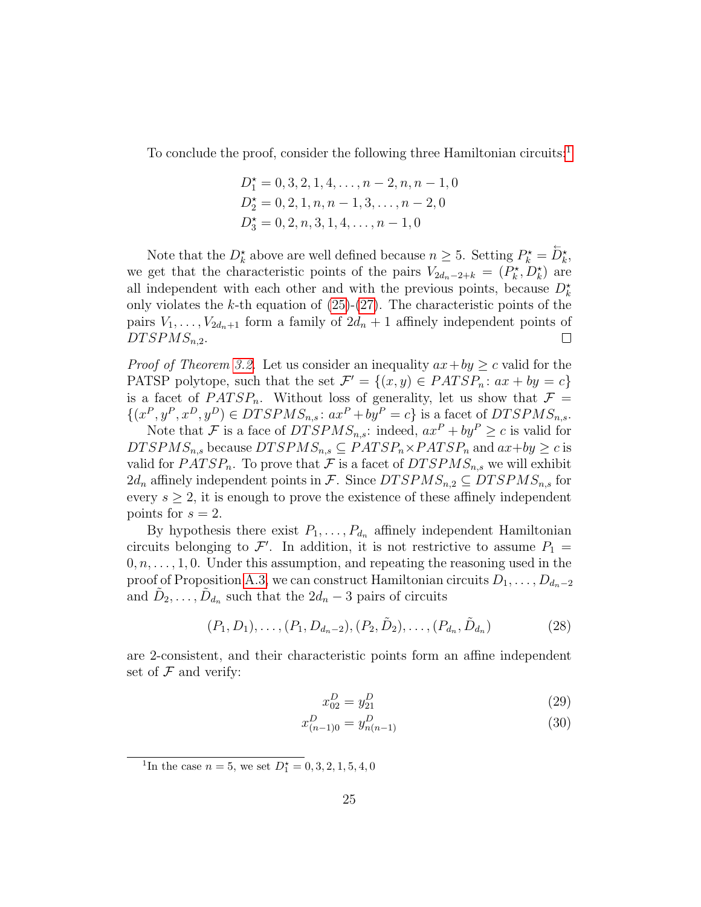To conclude the proof, consider the following three Hamiltonian circuits:[1]

$$
\begin{aligned}
D_1^\star &= 0, 3, 2, 1, 4, \ldots, n-2, n, n-1, 0 \\
D_2^\star &= 0, 2, 1, n, n-1, 3, \ldots, n-2, 0 \\
D_3^\star &= 0, 2, n, 3, 1, 4, \ldots, n-1, 0
\end{aligned}
$$

Note that the $D_k^\star$ above are well defined because $n \geq 5$. Setting $P_k^\star = \overleftarrow{D}_k^\star$, we get that the characteristic points of the pairs $V_{2d_n-2+k} = (P_k^\star, D_k^\star)$ are all independent with each other and with the previous points, because $D_k^\star$ only violates the $k$-th equation of (25)-(27). The characteristic points of the pairs $V_1, \ldots, V_{2d_n+1}$ form a family of $2d_n + 1$ affinely independent points of $DTSPMS_{n,2}$. □

*Proof of Theorem 3.2.* Let us consider an inequality $ax + by \geq c$ valid for the PATSP polytope, such that the set $\mathcal{F}' = \{(x, y) \in PATSP_n \colon ax + by = c\}$ is a facet of $PATSP_n$. Without loss of generality, let us show that $\mathcal{F} = \{(x^P, y^P, x^D, y^D) \in DTSPMS_{n,s} \colon ax^P + by^P = c\}$ is a facet of $DTSPMS_{n,s}$.

Note that $\mathcal{F}$ is a face of $DTSPMS_{n,s}$: indeed, $ax^P + by^P \geq c$ is valid for $DTSPMS_{n,s}$ because $DTSPMS_{n,s} \subseteq PATSP_n \times PATSP_n$ and $ax + by \geq c$ is valid for $PATSP_n$. To prove that $\mathcal{F}$ is a facet of $DTSPMS_{n,s}$ we will exhibit $2d_n$ affinely independent points in $\mathcal{F}$. Since $DTSPMS_{n,2} \subseteq DTSPMS_{n,s}$ for every $s \geq 2$, it is enough to prove the existence of these affinely independent points for $s = 2$.

By hypothesis there exist $P_1, \ldots, P_{d_n}$ affinely independent Hamiltonian circuits belonging to $\mathcal{F}'$. In addition, it is not restrictive to assume $P_1 = 0, n, \ldots, 1, 0$. Under this assumption, and repeating the reasoning used in the proof of Proposition A.3, we can construct Hamiltonian circuits $D_1, \ldots, D_{d_n-2}$ and $\tilde{D}_2, \ldots, \tilde{D}_{d_n}$ such that the $2d_n - 3$ pairs of circuits

$$
(P_1, D_1), \ldots, (P_1, D_{d_n-2}), (P_2, \tilde{D}_2), \ldots, (P_{d_n}, \tilde{D}_{d_n}) \tag{28}
$$

are 2-consistent, and their characteristic points form an affine independent set of $\mathcal{F}$ and verify:

$$
x_{02}^D = y_{21}^D \tag{29}
$$

$$
x_{(n-1)0}^D = y_{n(n-1)}^D \tag{30}
$$

[1] In the case $n = 5$, we set $D_1^\star = 0, 3, 2, 1, 5, 4, 0$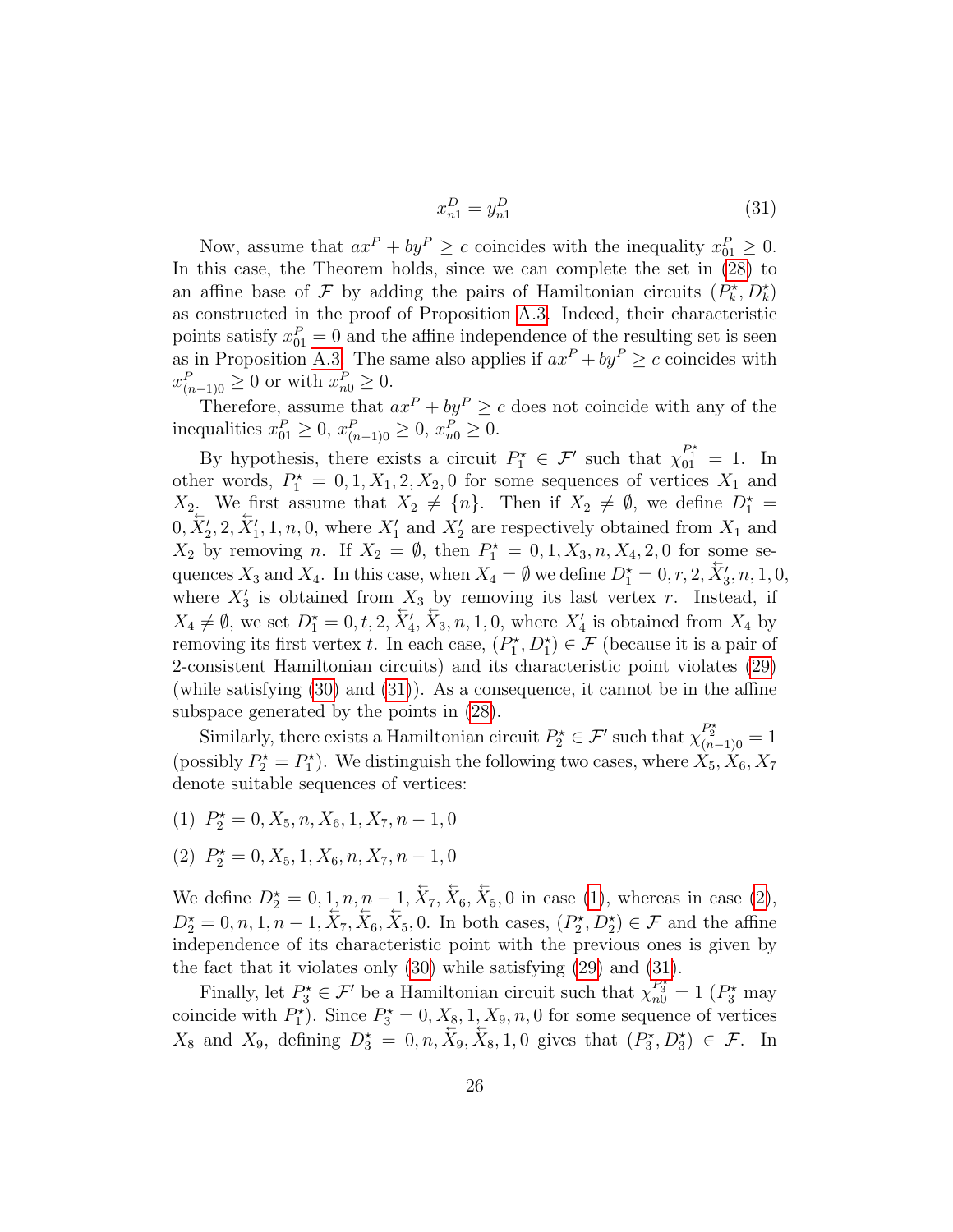$$x^D_{n1} = y^D_{n1} \tag{31}$$

Now, assume that $ax^P + by^P \geq c$ coincides with the inequality $x^P_{01} \geq 0$. In this case, the Theorem holds, since we can complete the set in (28) to an affine base of $\mathcal{F}$ by adding the pairs of Hamiltonian circuits $(P^\star_k, D^\star_k)$ as constructed in the proof of Proposition A.3. Indeed, their characteristic points satisfy $x^P_{01} = 0$ and the affine independence of the resulting set is seen as in Proposition A.3. The same also applies if $ax^P + by^P \geq c$ coincides with $x^P_{(n-1)0} \geq 0$ or with $x^P_{n0} \geq 0$.

Therefore, assume that $ax^P + by^P \geq c$ does not coincide with any of the inequalities $x^P_{01} \geq 0$, $x^P_{(n-1)0} \geq 0$, $x^P_{n0} \geq 0$.

By hypothesis, there exists a circuit $P^\star_1 \in \mathcal{F}'$ such that $\chi^{P^\star_1}_{01} = 1$. In other words, $P^\star_1 = 0, 1, X_1, 2, X_2, 0$ for some sequences of vertices $X_1$ and $X_2$. We first assume that $X_2 \neq \{n\}$. Then if $X_2 \neq \emptyset$, we define $D^\star_1 = 0, \overleftarrow{X}'_2, 2, \overleftarrow{X}'_1, 1, n, 0$, where $X'_1$ and $X'_2$ are respectively obtained from $X_1$ and $X_2$ by removing $n$. If $X_2 = \emptyset$, then $P^\star_1 = 0, 1, X_3, n, X_4, 2, 0$ for some sequences $X_3$ and $X_4$. In this case, when $X_4 = \emptyset$ we define $D^\star_1 = 0, r, 2, \overleftarrow{X}'_3, n, 1, 0$, where $X'_3$ is obtained from $X_3$ by removing its last vertex $r$. Instead, if $X_4 \neq \emptyset$, we set $D^\star_1 = 0, t, 2, \overleftarrow{X}'_4, \overleftarrow{X}_3, n, 1, 0$, where $X'_4$ is obtained from $X_4$ by removing its first vertex $t$. In each case, $(P^\star_1, D^\star_1) \in \mathcal{F}$ (because it is a pair of 2-consistent Hamiltonian circuits) and its characteristic point violates (29) (while satisfying (30) and (31)). As a consequence, it cannot be in the affine subspace generated by the points in (28).

Similarly, there exists a Hamiltonian circuit $P^\star_2 \in \mathcal{F}'$ such that $\chi^{P^\star_2}_{(n-1)0} = 1$ (possibly $P^\star_2 = P^\star_1$). We distinguish the following two cases, where $X_5, X_6, X_7$ denote suitable sequences of vertices:

(1) $P^\star_2 = 0, X_5, n, X_6, 1, X_7, n-1, 0$

(2) $P^\star_2 = 0, X_5, 1, X_6, n, X_7, n-1, 0$

We define $D^\star_2 = 0, 1, n, n-1, \overleftarrow{X}_7, \overleftarrow{X}_6, \overleftarrow{X}_5, 0$ in case (1), whereas in case (2), $D^\star_2 = 0, n, 1, n-1, \overleftarrow{X}_7, \overleftarrow{X}_6, \overleftarrow{X}_5, 0$. In both cases, $(P^\star_2, D^\star_2) \in \mathcal{F}$ and the affine independence of its characteristic point with the previous ones is given by the fact that it violates only (30) while satisfying (29) and (31).

Finally, let $P^\star_3 \in \mathcal{F}'$ be a Hamiltonian circuit such that $\chi^{P^\star_3}_{n0} = 1$ ($P^\star_3$ may coincide with $P^\star_1$). Since $P^\star_3 = 0, X_8, 1, X_9, n, 0$ for some sequence of vertices $X_8$ and $X_9$, defining $D^\star_3 = 0, n, \overleftarrow{X}_9, \overleftarrow{X}_8, 1, 0$ gives that $(P^\star_3, D^\star_3) \in \mathcal{F}$. In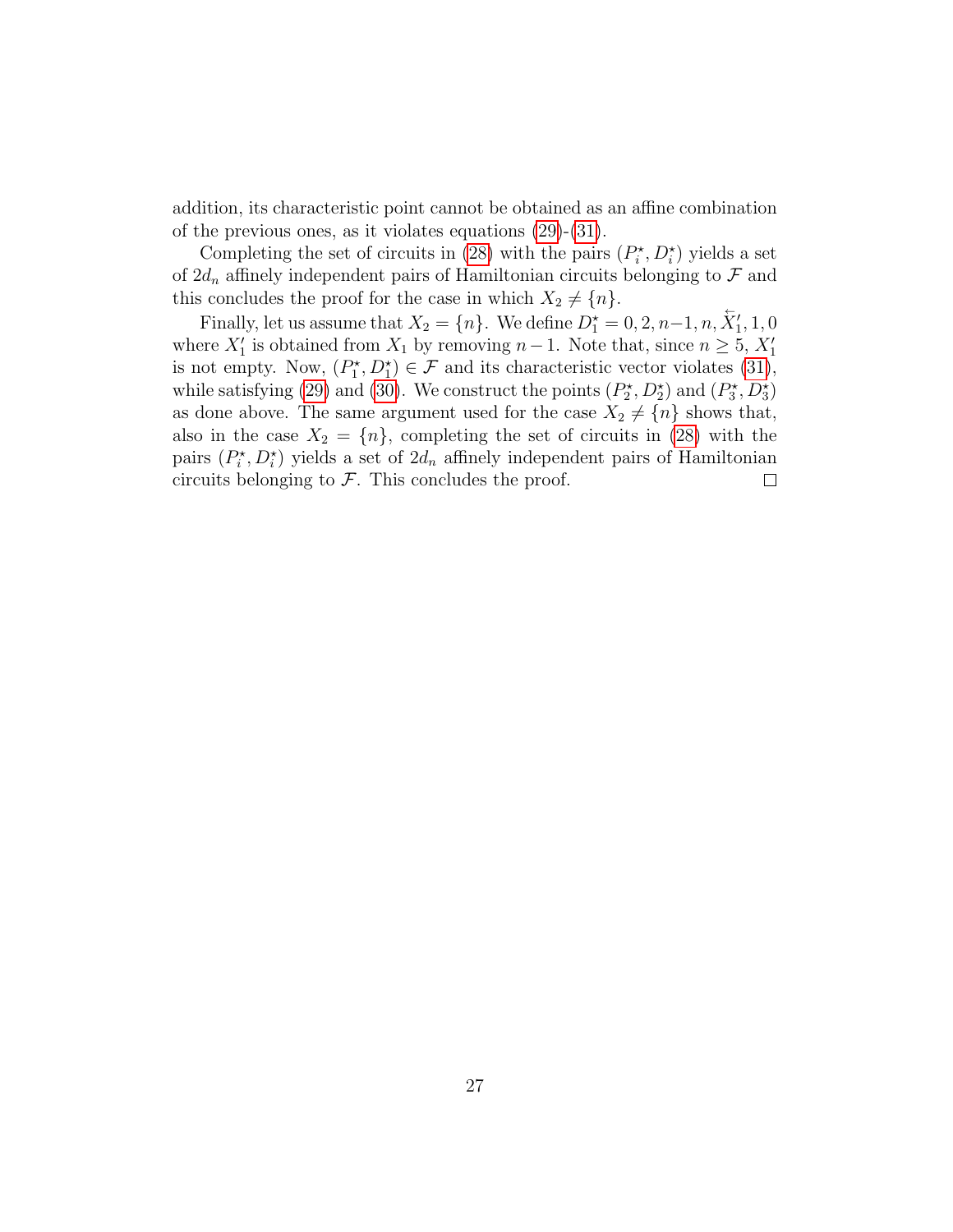addition, its characteristic point cannot be obtained as an affine combination of the previous ones, as it violates equations (29)-(31).

Completing the set of circuits in (28) with the pairs $(P_i^\star, D_i^\star)$ yields a set of $2d_n$ affinely independent pairs of Hamiltonian circuits belonging to $\mathcal{F}$ and this concludes the proof for the case in which $X_2 \neq \{n\}$.

Finally, let us assume that $X_2 = \{n\}$. We define $D_1^\star = 0, 2, n-1, n, \overleftarrow{X}_1', 1, 0$ where $X_1'$ is obtained from $X_1$ by removing $n-1$. Note that, since $n \geq 5$, $X_1'$ is not empty. Now, $(P_1^\star, D_1^\star) \in \mathcal{F}$ and its characteristic vector violates (31), while satisfying (29) and (30). We construct the points $(P_2^\star, D_2^\star)$ and $(P_3^\star, D_3^\star)$ as done above. The same argument used for the case $X_2 \neq \{n\}$ shows that, also in the case $X_2 = \{n\}$, completing the set of circuits in (28) with the pairs $(P_i^\star, D_i^\star)$ yields a set of $2d_n$ affinely independent pairs of Hamiltonian circuits belonging to $\mathcal{F}$. This concludes the proof. $\square$